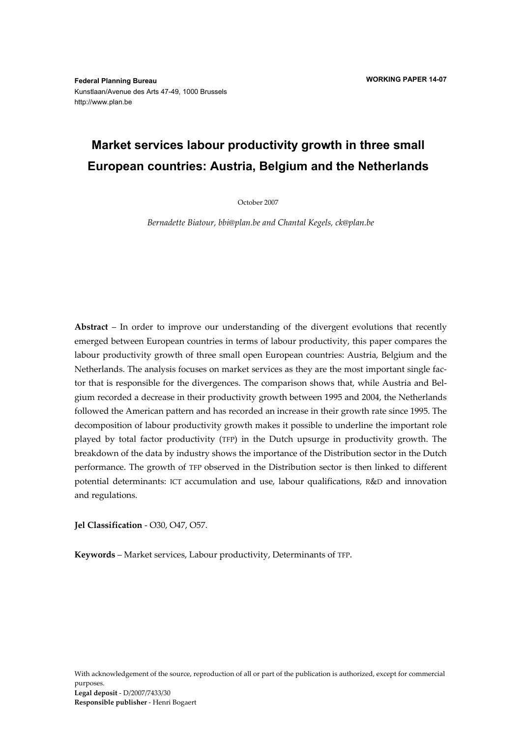**Federal Planning Bureau**
Kunstlaan/Avenue des Arts 47-49, 1000 Brussels
http://www.plan.be

**WORKING PAPER 14-07**

# Market services labour productivity growth in three small European countries: Austria, Belgium and the Netherlands

October 2007

*Bernadette Biatour, bbi@plan.be and Chantal Kegels, ck@plan.be*

**Abstract** – In order to improve our understanding of the divergent evolutions that recently emerged between European countries in terms of labour productivity, this paper compares the labour productivity growth of three small open European countries: Austria, Belgium and the Netherlands. The analysis focuses on market services as they are the most important single factor that is responsible for the divergences. The comparison shows that, while Austria and Belgium recorded a decrease in their productivity growth between 1995 and 2004, the Netherlands followed the American pattern and has recorded an increase in their growth rate since 1995. The decomposition of labour productivity growth makes it possible to underline the important role played by total factor productivity (TFP) in the Dutch upsurge in productivity growth. The breakdown of the data by industry shows the importance of the Distribution sector in the Dutch performance. The growth of TFP observed in the Distribution sector is then linked to different potential determinants: ICT accumulation and use, labour qualifications, R&D and innovation and regulations.

**Jel Classification** - O30, O47, O57.

**Keywords** – Market services, Labour productivity, Determinants of TFP.

With acknowledgement of the source, reproduction of all or part of the publication is authorized, except for commercial purposes.
**Legal deposit** - D/2007/7433/30
**Responsible publisher** - Henri Bogaert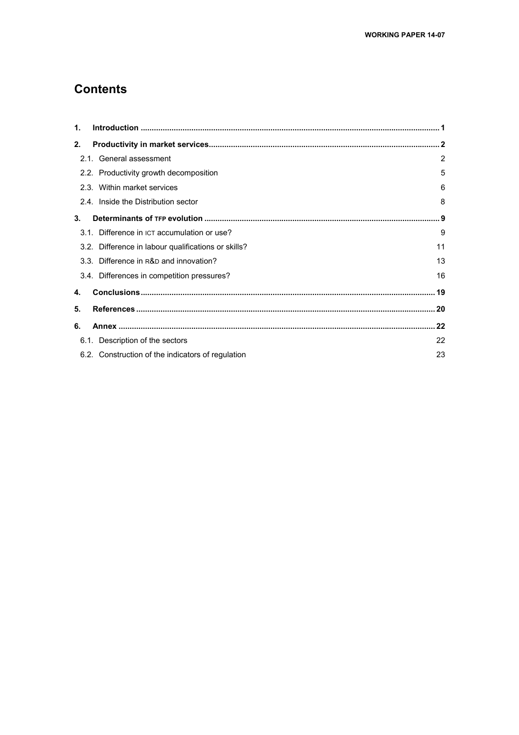# Contents

1. Introduction .......... 1
2. Productivity in market services .......... 2
   - 2.1. General assessment .......... 2
   - 2.2. Productivity growth decomposition .......... 5
   - 2.3. Within market services .......... 6
   - 2.4. Inside the Distribution sector .......... 8
3. Determinants of TFP evolution .......... 9
   - 3.1. Difference in ICT accumulation or use? .......... 9
   - 3.2. Difference in labour qualifications or skills? .......... 11
   - 3.3. Difference in R&D and innovation? .......... 13
   - 3.4. Differences in competition pressures? .......... 16
4. Conclusions .......... 19
5. References .......... 20
6. Annex .......... 22
   - 6.1. Description of the sectors .......... 22
   - 6.2. Construction of the indicators of regulation .......... 23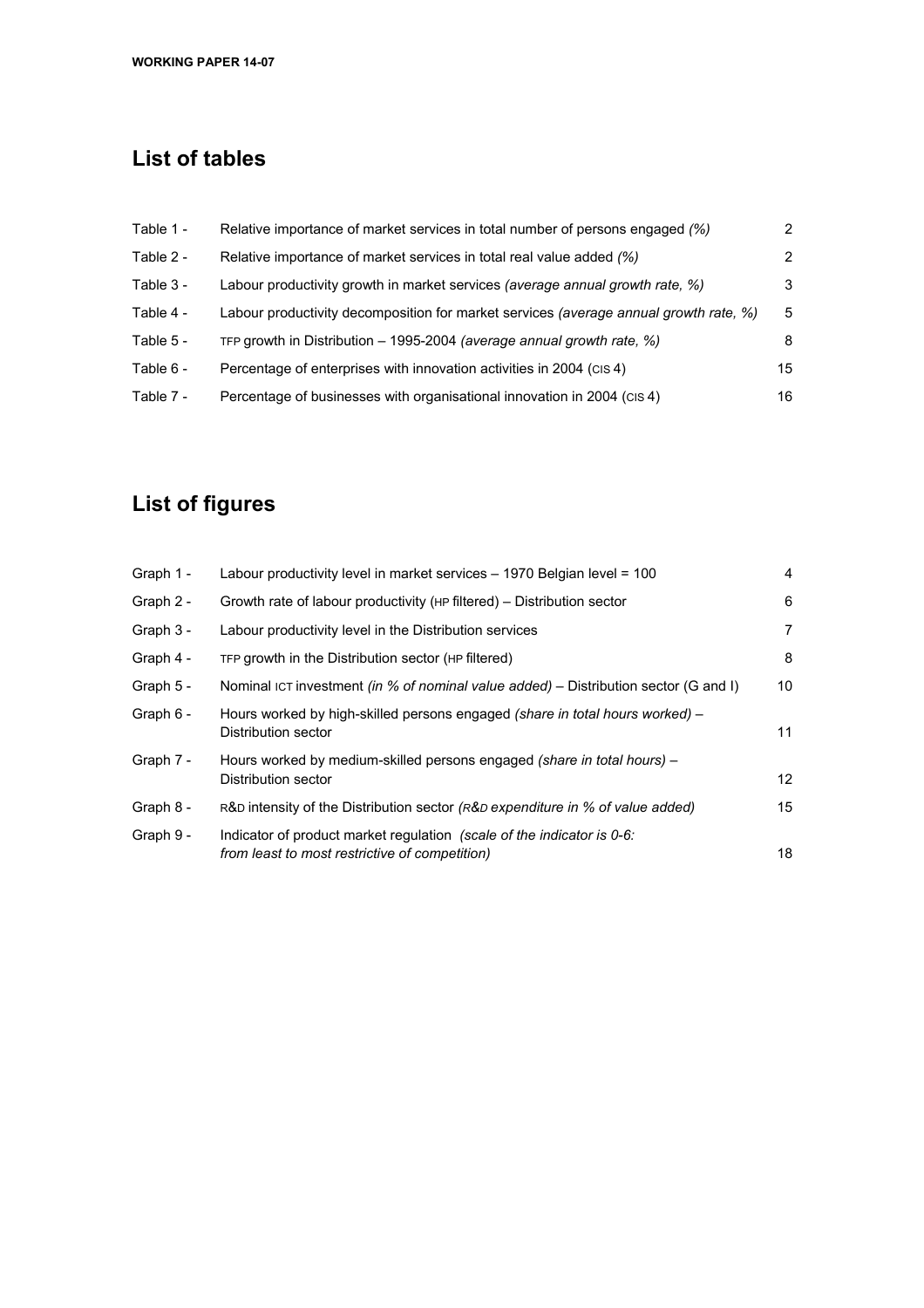## List of tables

| | | |
|---|---|---|
| Table 1 - | Relative importance of market services in total number of persons engaged *(%)* | 2 |
| Table 2 - | Relative importance of market services in total real value added *(%)* | 2 |
| Table 3 - | Labour productivity growth in market services *(average annual growth rate, %)* | 3 |
| Table 4 - | Labour productivity decomposition for market services *(average annual growth rate, %)* | 5 |
| Table 5 - | TFP growth in Distribution – 1995-2004 *(average annual growth rate, %)* | 8 |
| Table 6 - | Percentage of enterprises with innovation activities in 2004 (CIS 4) | 15 |
| Table 7 - | Percentage of businesses with organisational innovation in 2004 (CIS 4) | 16 |

## List of figures

| | | |
|---|---|---|
| Graph 1 - | Labour productivity level in market services – 1970 Belgian level = 100 | 4 |
| Graph 2 - | Growth rate of labour productivity (HP filtered) – Distribution sector | 6 |
| Graph 3 - | Labour productivity level in the Distribution services | 7 |
| Graph 4 - | TFP growth in the Distribution sector (HP filtered) | 8 |
| Graph 5 - | Nominal ICT investment *(in % of nominal value added)* – Distribution sector (G and I) | 10 |
| Graph 6 - | Hours worked by high-skilled persons engaged *(share in total hours worked)* – Distribution sector | 11 |
| Graph 7 - | Hours worked by medium-skilled persons engaged *(share in total hours)* – Distribution sector | 12 |
| Graph 8 - | R&D intensity of the Distribution sector *(R&D expenditure in % of value added)* | 15 |
| Graph 9 - | Indicator of product market regulation *(scale of the indicator is 0-6: from least to most restrictive of competition)* | 18 |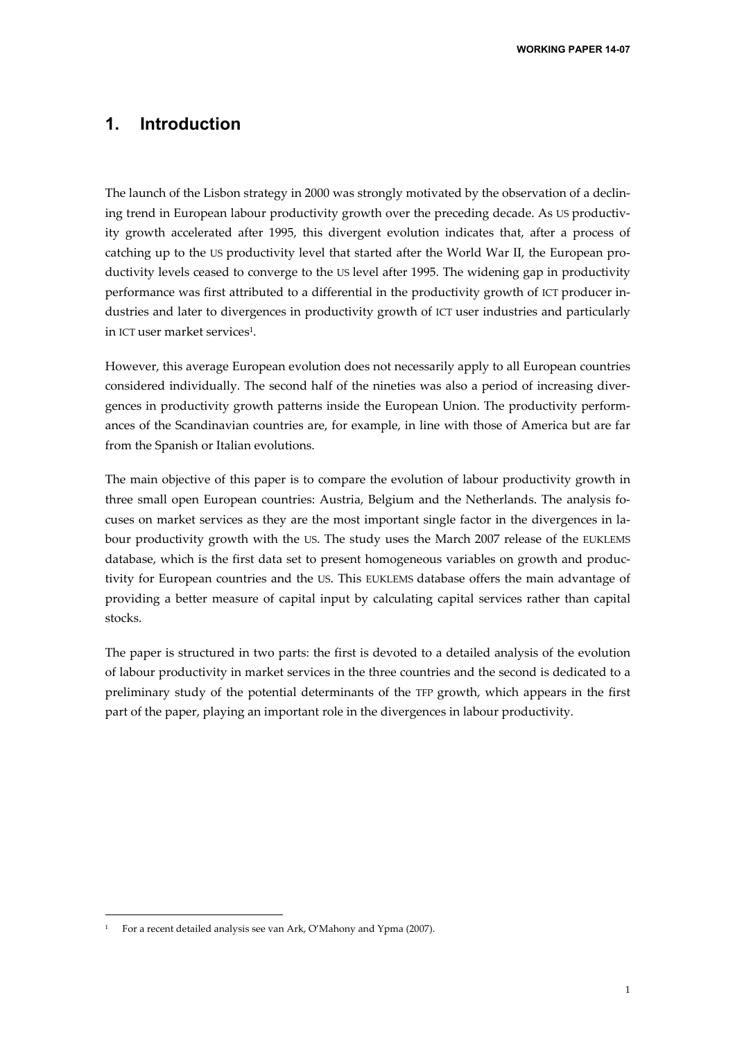# 1. Introduction

The launch of the Lisbon strategy in 2000 was strongly motivated by the observation of a declining trend in European labour productivity growth over the preceding decade. As US productivity growth accelerated after 1995, this divergent evolution indicates that, after a process of catching up to the US productivity level that started after the World War II, the European productivity levels ceased to converge to the US level after 1995. The widening gap in productivity performance was first attributed to a differential in the productivity growth of ICT producer industries and later to divergences in productivity growth of ICT user industries and particularly in ICT user market services[1].

However, this average European evolution does not necessarily apply to all European countries considered individually. The second half of the nineties was also a period of increasing divergences in productivity growth patterns inside the European Union. The productivity performances of the Scandinavian countries are, for example, in line with those of America but are far from the Spanish or Italian evolutions.

The main objective of this paper is to compare the evolution of labour productivity growth in three small open European countries: Austria, Belgium and the Netherlands. The analysis focuses on market services as they are the most important single factor in the divergences in labour productivity growth with the US. The study uses the March 2007 release of the EUKLEMS database, which is the first data set to present homogeneous variables on growth and productivity for European countries and the US. This EUKLEMS database offers the main advantage of providing a better measure of capital input by calculating capital services rather than capital stocks.

The paper is structured in two parts: the first is devoted to a detailed analysis of the evolution of labour productivity in market services in the three countries and the second is dedicated to a preliminary study of the potential determinants of the TFP growth, which appears in the first part of the paper, playing an important role in the divergences in labour productivity.

---

[1] For a recent detailed analysis see van Ark, O'Mahony and Ypma (2007).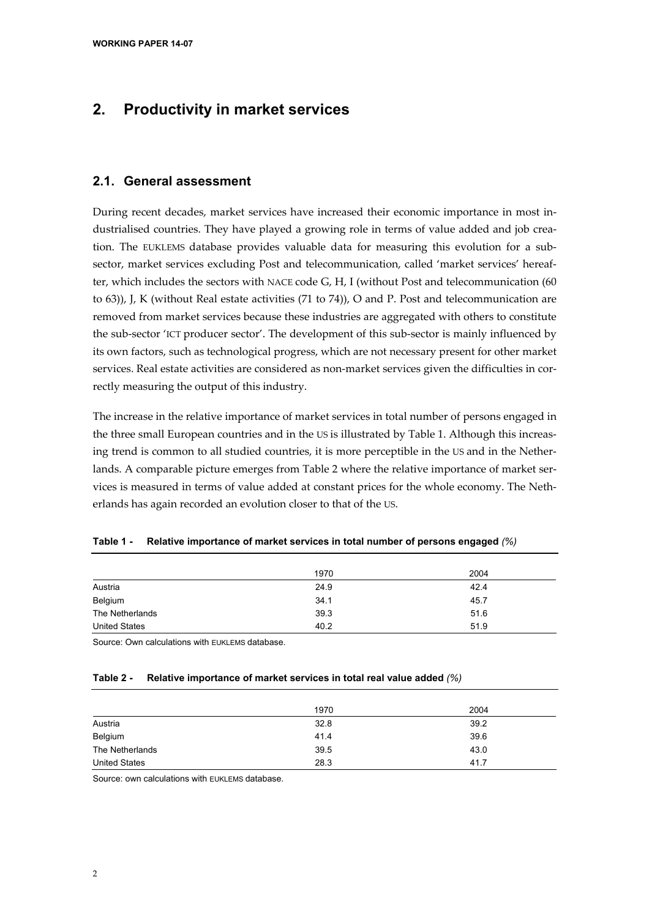## 2. Productivity in market services

### 2.1. General assessment

During recent decades, market services have increased their economic importance in most industrialised countries. They have played a growing role in terms of value added and job creation. The EUKLEMS database provides valuable data for measuring this evolution for a sub-sector, market services excluding Post and telecommunication, called 'market services' hereafter, which includes the sectors with NACE code G, H, I (without Post and telecommunication (60 to 63)), J, K (without Real estate activities (71 to 74)), O and P. Post and telecommunication are removed from market services because these industries are aggregated with others to constitute the sub-sector 'ICT producer sector'. The development of this sub-sector is mainly influenced by its own factors, such as technological progress, which are not necessary present for other market services. Real estate activities are considered as non-market services given the difficulties in correctly measuring the output of this industry.

The increase in the relative importance of market services in total number of persons engaged in the three small European countries and in the US is illustrated by Table 1. Although this increasing trend is common to all studied countries, it is more perceptible in the US and in the Netherlands. A comparable picture emerges from Table 2 where the relative importance of market services is measured in terms of value added at constant prices for the whole economy. The Netherlands has again recorded an evolution closer to that of the US.

**Table 1 - Relative importance of market services in total number of persons engaged** *(%)*

| | 1970 | 2004 |
|---|---|---|
| Austria | 24.9 | 42.4 |
| Belgium | 34.1 | 45.7 |
| The Netherlands | 39.3 | 51.6 |
| United States | 40.2 | 51.9 |

Source: Own calculations with EUKLEMS database.

**Table 2 - Relative importance of market services in total real value added** *(%)*

| | 1970 | 2004 |
|---|---|---|
| Austria | 32.8 | 39.2 |
| Belgium | 41.4 | 39.6 |
| The Netherlands | 39.5 | 43.0 |
| United States | 28.3 | 41.7 |

Source: own calculations with EUKLEMS database.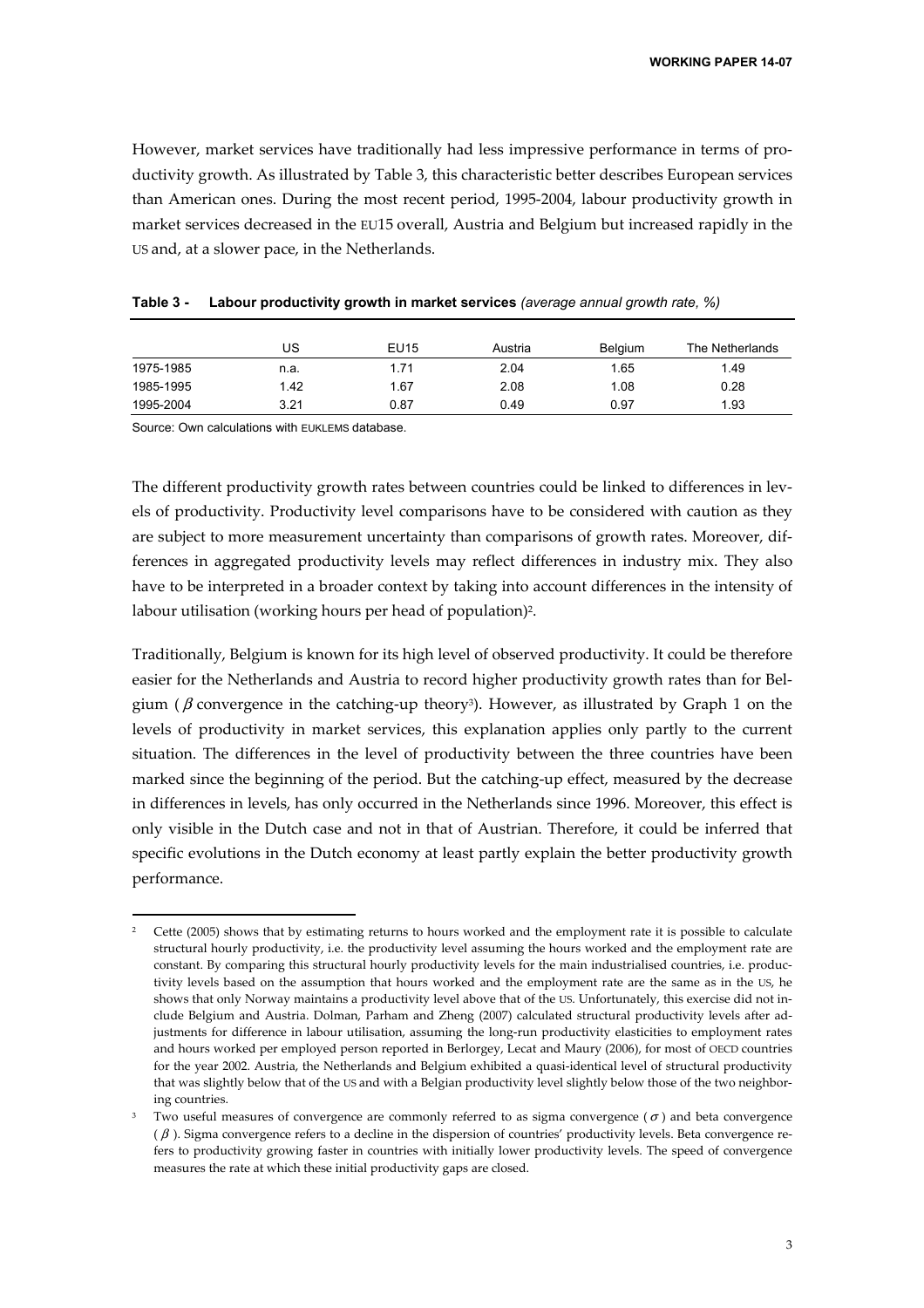However, market services have traditionally had less impressive performance in terms of productivity growth. As illustrated by Table 3, this characteristic better describes European services than American ones. During the most recent period, 1995-2004, labour productivity growth in market services decreased in the EU15 overall, Austria and Belgium but increased rapidly in the US and, at a slower pace, in the Netherlands.

**Table 3 - Labour productivity growth in market services** *(average annual growth rate, %)*

| | US | EU15 | Austria | Belgium | The Netherlands |
|---|---|---|---|---|---|
| 1975-1985 | n.a. | 1.71 | 2.04 | 1.65 | 1.49 |
| 1985-1995 | 1.42 | 1.67 | 2.08 | 1.08 | 0.28 |
| 1995-2004 | 3.21 | 0.87 | 0.49 | 0.97 | 1.93 |

Source: Own calculations with EUKLEMS database.

The different productivity growth rates between countries could be linked to differences in levels of productivity. Productivity level comparisons have to be considered with caution as they are subject to more measurement uncertainty than comparisons of growth rates. Moreover, differences in aggregated productivity levels may reflect differences in industry mix. They also have to be interpreted in a broader context by taking into account differences in the intensity of labour utilisation (working hours per head of population)[2].

Traditionally, Belgium is known for its high level of observed productivity. It could be therefore easier for the Netherlands and Austria to record higher productivity growth rates than for Belgium ($\beta$ convergence in the catching-up theory[3]). However, as illustrated by Graph 1 on the levels of productivity in market services, this explanation applies only partly to the current situation. The differences in the level of productivity between the three countries have been marked since the beginning of the period. But the catching-up effect, measured by the decrease in differences in levels, has only occurred in the Netherlands since 1996. Moreover, this effect is only visible in the Dutch case and not in that of Austrian. Therefore, it could be inferred that specific evolutions in the Dutch economy at least partly explain the better productivity growth performance.

[2] Cette (2005) shows that by estimating returns to hours worked and the employment rate it is possible to calculate structural hourly productivity, i.e. the productivity level assuming the hours worked and the employment rate are constant. By comparing this structural hourly productivity levels for the main industrialised countries, i.e. productivity levels based on the assumption that hours worked and the employment rate are the same as in the US, he shows that only Norway maintains a productivity level above that of the US. Unfortunately, this exercise did not include Belgium and Austria. Dolman, Parham and Zheng (2007) calculated structural productivity levels after adjustments for difference in labour utilisation, assuming the long-run productivity elasticities to employment rates and hours worked per employed person reported in Berlorgey, Lecat and Maury (2006), for most of OECD countries for the year 2002. Austria, the Netherlands and Belgium exhibited a quasi-identical level of structural productivity that was slightly below that of the US and with a Belgian productivity level slightly below those of the two neighboring countries.

[3] Two useful measures of convergence are commonly referred to as sigma convergence ($\sigma$) and beta convergence ($\beta$). Sigma convergence refers to a decline in the dispersion of countries' productivity levels. Beta convergence refers to productivity growing faster in countries with initially lower productivity levels. The speed of convergence measures the rate at which these initial productivity gaps are closed.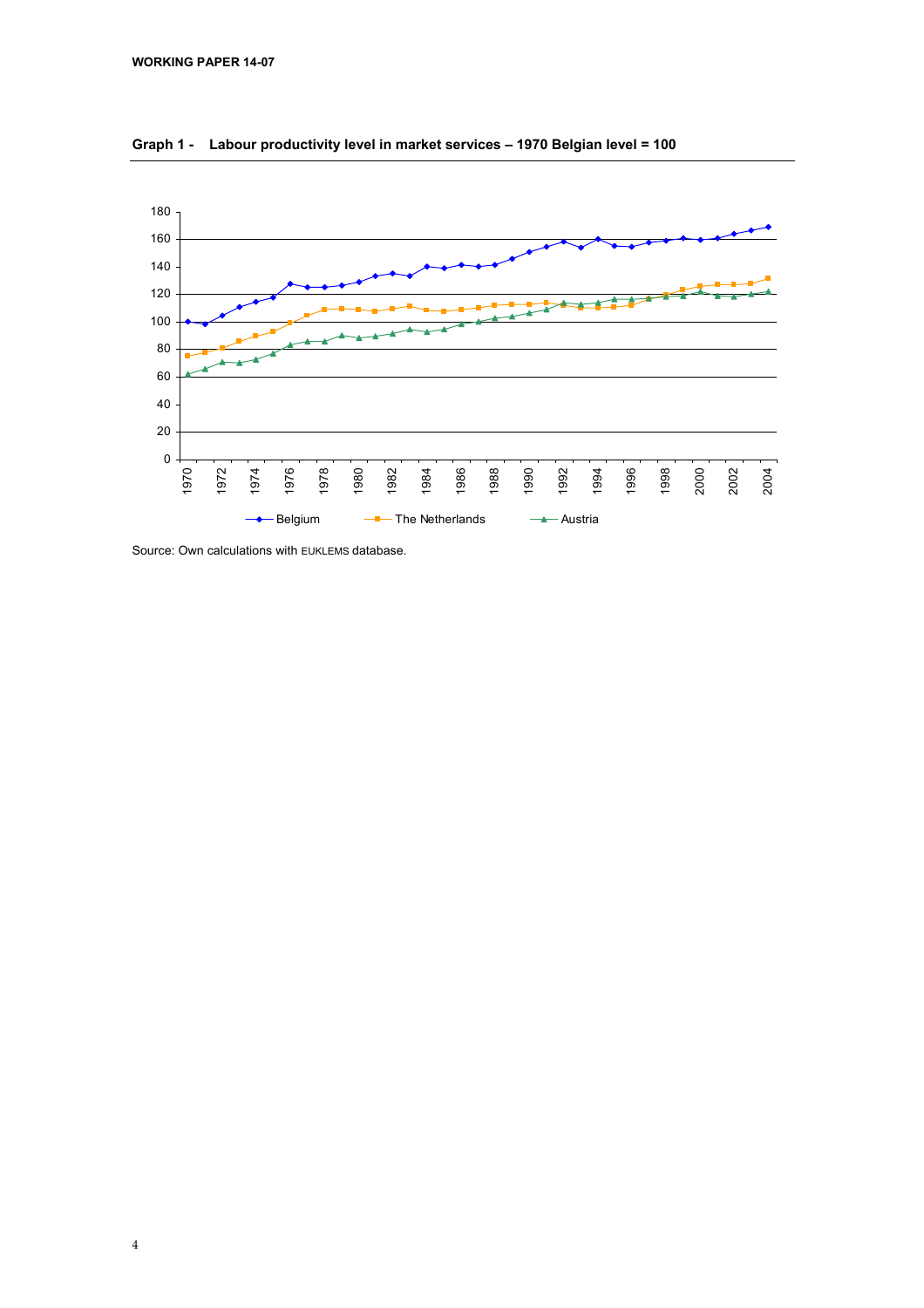**Graph 1 - Labour productivity level in market services – 1970 Belgian level = 100**

Source: Own calculations with EUKLEMS database.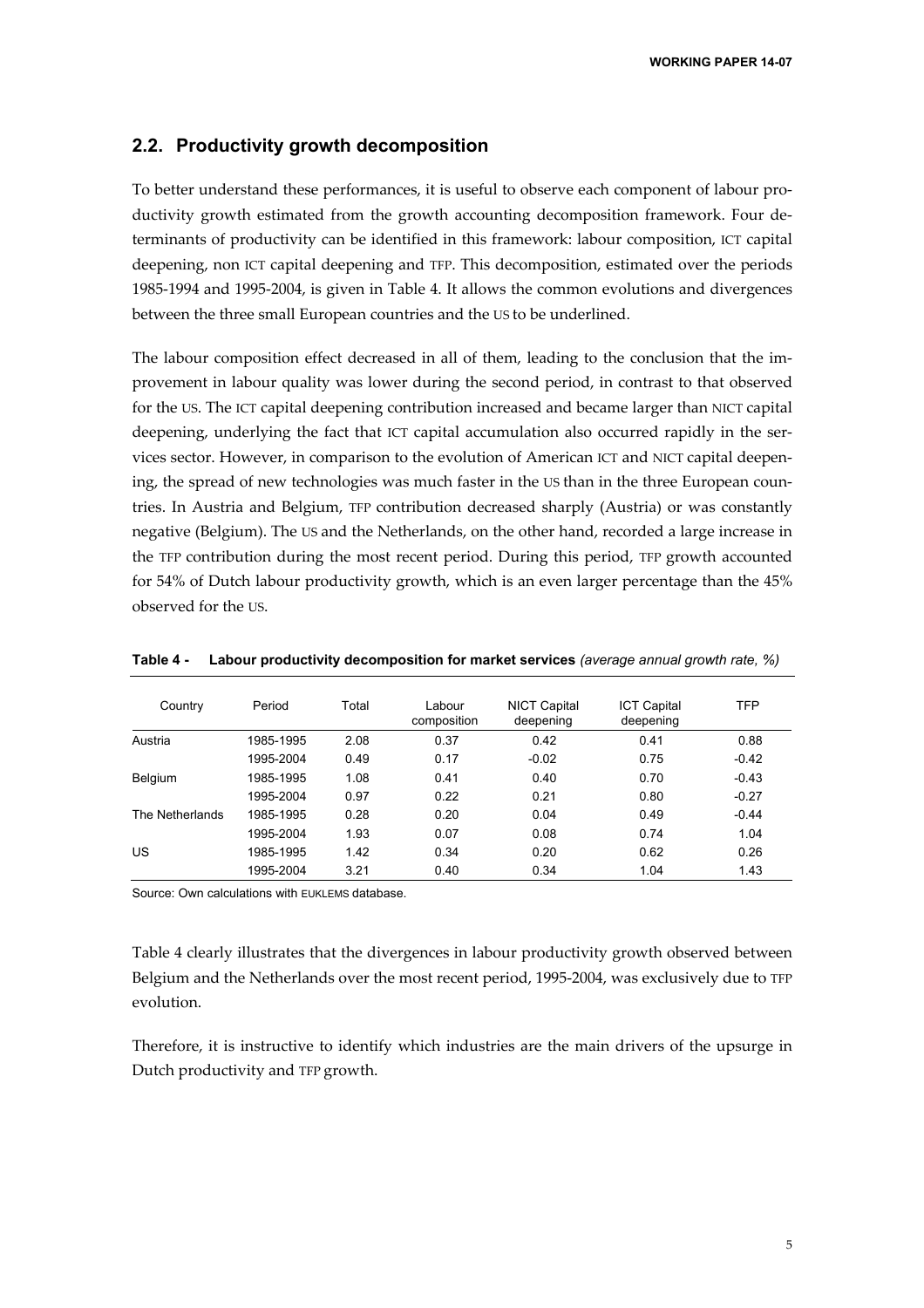## 2.2. Productivity growth decomposition

To better understand these performances, it is useful to observe each component of labour productivity growth estimated from the growth accounting decomposition framework. Four determinants of productivity can be identified in this framework: labour composition, ICT capital deepening, non ICT capital deepening and TFP. This decomposition, estimated over the periods 1985-1994 and 1995-2004, is given in Table 4. It allows the common evolutions and divergences between the three small European countries and the US to be underlined.

The labour composition effect decreased in all of them, leading to the conclusion that the improvement in labour quality was lower during the second period, in contrast to that observed for the US. The ICT capital deepening contribution increased and became larger than NICT capital deepening, underlying the fact that ICT capital accumulation also occurred rapidly in the services sector. However, in comparison to the evolution of American ICT and NICT capital deepening, the spread of new technologies was much faster in the US than in the three European countries. In Austria and Belgium, TFP contribution decreased sharply (Austria) or was constantly negative (Belgium). The US and the Netherlands, on the other hand, recorded a large increase in the TFP contribution during the most recent period. During this period, TFP growth accounted for 54% of Dutch labour productivity growth, which is an even larger percentage than the 45% observed for the US.

**Table 4 - Labour productivity decomposition for market services** *(average annual growth rate, %)*

| Country | Period | Total | Labour composition | NICT Capital deepening | ICT Capital deepening | TFP |
|---|---|---|---|---|---|---|
| Austria | 1985-1995 | 2.08 | 0.37 | 0.42 | 0.41 | 0.88 |
| | 1995-2004 | 0.49 | 0.17 | -0.02 | 0.75 | -0.42 |
| Belgium | 1985-1995 | 1.08 | 0.41 | 0.40 | 0.70 | -0.43 |
| | 1995-2004 | 0.97 | 0.22 | 0.21 | 0.80 | -0.27 |
| The Netherlands | 1985-1995 | 0.28 | 0.20 | 0.04 | 0.49 | -0.44 |
| | 1995-2004 | 1.93 | 0.07 | 0.08 | 0.74 | 1.04 |
| US | 1985-1995 | 1.42 | 0.34 | 0.20 | 0.62 | 0.26 |
| | 1995-2004 | 3.21 | 0.40 | 0.34 | 1.04 | 1.43 |

Source: Own calculations with EUKLEMS database.

Table 4 clearly illustrates that the divergences in labour productivity growth observed between Belgium and the Netherlands over the most recent period, 1995-2004, was exclusively due to TFP evolution.

Therefore, it is instructive to identify which industries are the main drivers of the upsurge in Dutch productivity and TFP growth.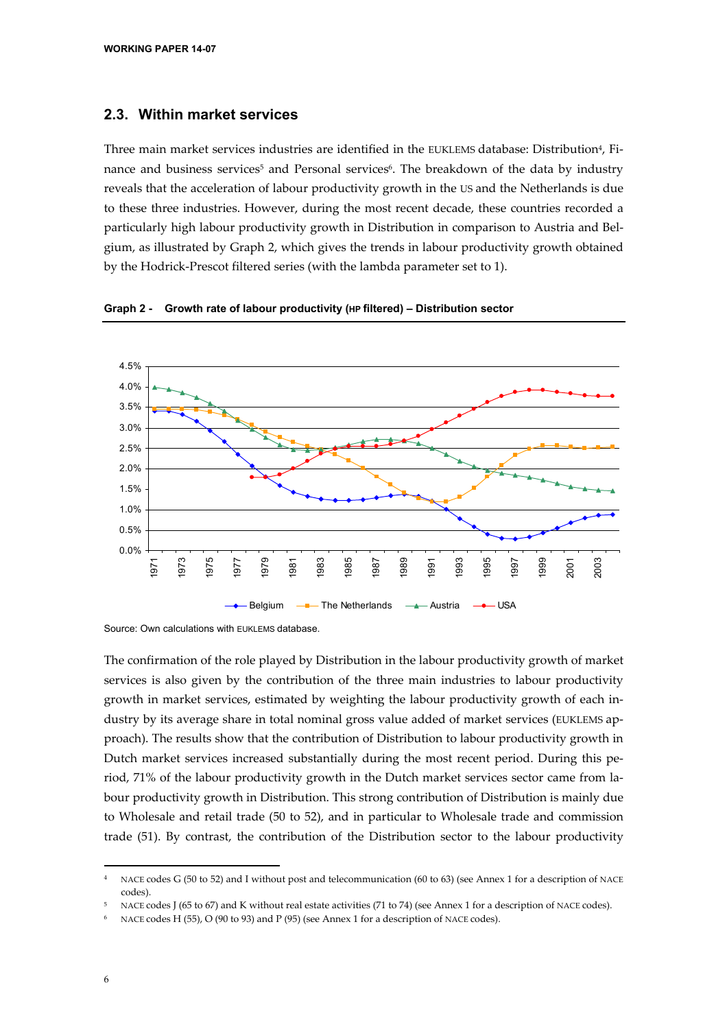## 2.3. Within market services

Three main market services industries are identified in the EUKLEMS database: Distribution[4], Finance and business services[5] and Personal services[6]. The breakdown of the data by industry reveals that the acceleration of labour productivity growth in the US and the Netherlands is due to these three industries. However, during the most recent decade, these countries recorded a particularly high labour productivity growth in Distribution in comparison to Austria and Belgium, as illustrated by Graph 2, which gives the trends in labour productivity growth obtained by the Hodrick-Prescot filtered series (with the lambda parameter set to 1).

**Graph 2 - Growth rate of labour productivity (HP filtered) – Distribution sector**

Source: Own calculations with EUKLEMS database.

The confirmation of the role played by Distribution in the labour productivity growth of market services is also given by the contribution of the three main industries to labour productivity growth in market services, estimated by weighting the labour productivity growth of each industry by its average share in total nominal gross value added of market services (EUKLEMS approach). The results show that the contribution of Distribution to labour productivity growth in Dutch market services increased substantially during the most recent period. During this period, 71% of the labour productivity growth in the Dutch market services sector came from labour productivity growth in Distribution. This strong contribution of Distribution is mainly due to Wholesale and retail trade (50 to 52), and in particular to Wholesale trade and commission trade (51). By contrast, the contribution of the Distribution sector to the labour productivity

---

[4] NACE codes G (50 to 52) and I without post and telecommunication (60 to 63) (see Annex 1 for a description of NACE codes).

[5] NACE codes J (65 to 67) and K without real estate activities (71 to 74) (see Annex 1 for a description of NACE codes).

[6] NACE codes H (55), O (90 to 93) and P (95) (see Annex 1 for a description of NACE codes).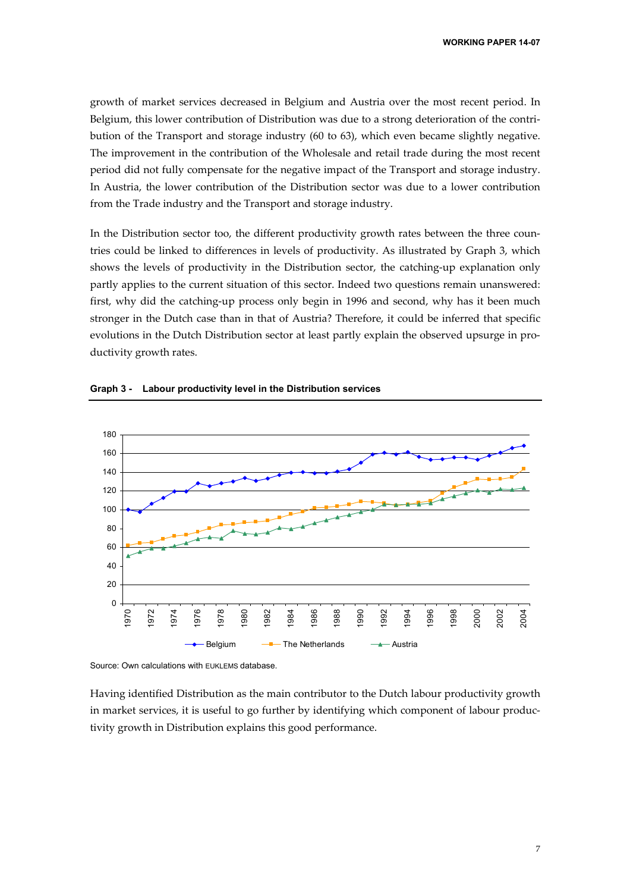growth of market services decreased in Belgium and Austria over the most recent period. In Belgium, this lower contribution of Distribution was due to a strong deterioration of the contribution of the Transport and storage industry (60 to 63), which even became slightly negative. The improvement in the contribution of the Wholesale and retail trade during the most recent period did not fully compensate for the negative impact of the Transport and storage industry. In Austria, the lower contribution of the Distribution sector was due to a lower contribution from the Trade industry and the Transport and storage industry.

In the Distribution sector too, the different productivity growth rates between the three countries could be linked to differences in levels of productivity. As illustrated by Graph 3, which shows the levels of productivity in the Distribution sector, the catching-up explanation only partly applies to the current situation of this sector. Indeed two questions remain unanswered: first, why did the catching-up process only begin in 1996 and second, why has it been much stronger in the Dutch case than in that of Austria? Therefore, it could be inferred that specific evolutions in the Dutch Distribution sector at least partly explain the observed upsurge in productivity growth rates.

**Graph 3 - Labour productivity level in the Distribution services**

Source: Own calculations with EUKLEMS database.

Having identified Distribution as the main contributor to the Dutch labour productivity growth in market services, it is useful to go further by identifying which component of labour productivity growth in Distribution explains this good performance.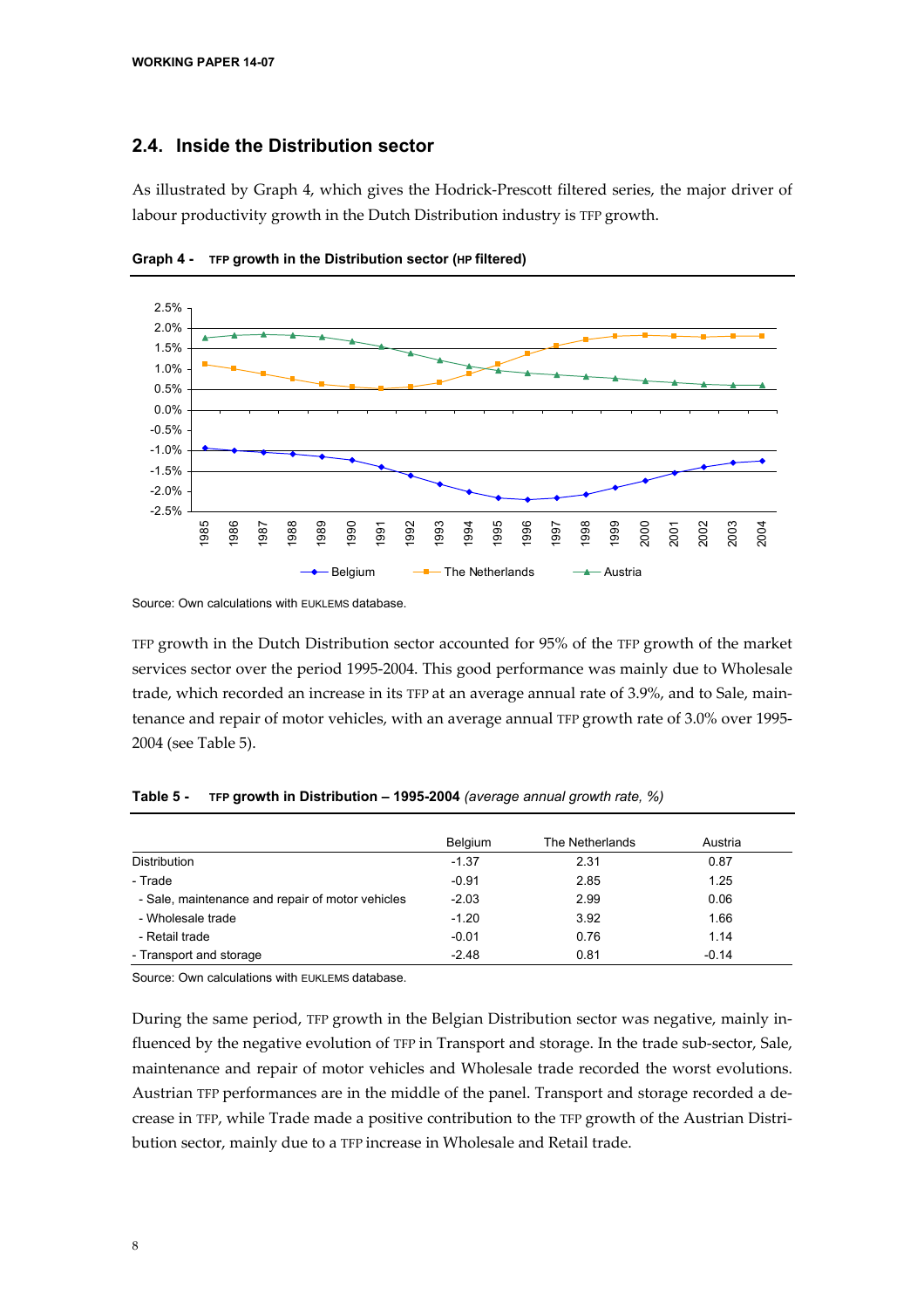## 2.4. Inside the Distribution sector

As illustrated by Graph 4, which gives the Hodrick-Prescott filtered series, the major driver of labour productivity growth in the Dutch Distribution industry is TFP growth.

**Graph 4 - TFP growth in the Distribution sector (HP filtered)**

Source: Own calculations with EUKLEMS database.

TFP growth in the Dutch Distribution sector accounted for 95% of the TFP growth of the market services sector over the period 1995-2004. This good performance was mainly due to Wholesale trade, which recorded an increase in its TFP at an average annual rate of 3.9%, and to Sale, maintenance and repair of motor vehicles, with an average annual TFP growth rate of 3.0% over 1995-2004 (see Table 5).

**Table 5 - TFP growth in Distribution – 1995-2004** *(average annual growth rate, %)*

| | Belgium | The Netherlands | Austria |
|---|---|---|---|
| Distribution | -1.37 | 2.31 | 0.87 |
| - Trade | -0.91 | 2.85 | 1.25 |
| - Sale, maintenance and repair of motor vehicles | -2.03 | 2.99 | 0.06 |
| - Wholesale trade | -1.20 | 3.92 | 1.66 |
| - Retail trade | -0.01 | 0.76 | 1.14 |
| - Transport and storage | -2.48 | 0.81 | -0.14 |

Source: Own calculations with EUKLEMS database.

During the same period, TFP growth in the Belgian Distribution sector was negative, mainly influenced by the negative evolution of TFP in Transport and storage. In the trade sub-sector, Sale, maintenance and repair of motor vehicles and Wholesale trade recorded the worst evolutions. Austrian TFP performances are in the middle of the panel. Transport and storage recorded a decrease in TFP, while Trade made a positive contribution to the TFP growth of the Austrian Distribution sector, mainly due to a TFP increase in Wholesale and Retail trade.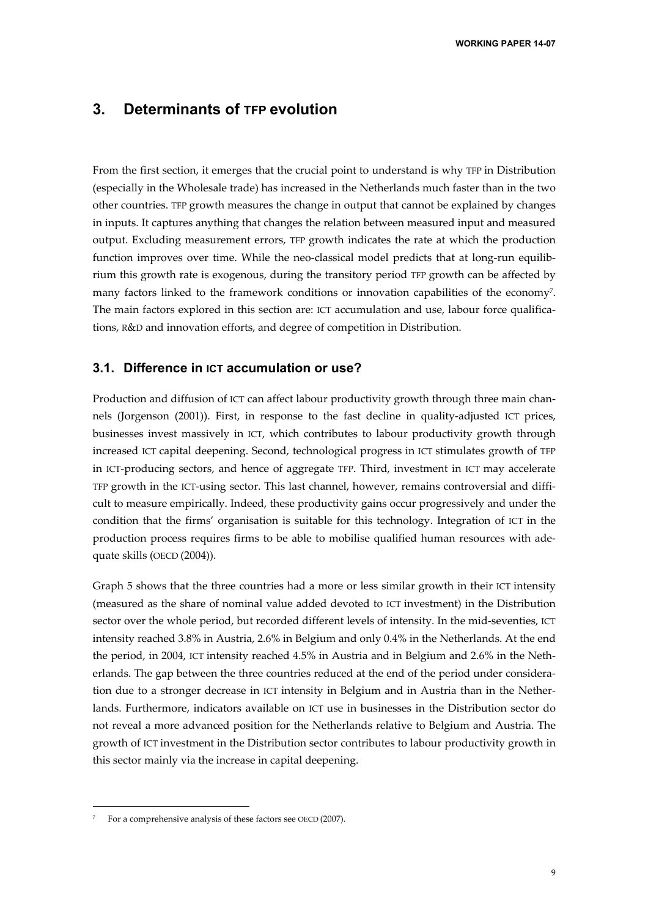# 3. Determinants of TFP evolution

From the first section, it emerges that the crucial point to understand is why TFP in Distribution (especially in the Wholesale trade) has increased in the Netherlands much faster than in the two other countries. TFP growth measures the change in output that cannot be explained by changes in inputs. It captures anything that changes the relation between measured input and measured output. Excluding measurement errors, TFP growth indicates the rate at which the production function improves over time. While the neo-classical model predicts that at long-run equilibrium this growth rate is exogenous, during the transitory period TFP growth can be affected by many factors linked to the framework conditions or innovation capabilities of the economy[7]. The main factors explored in this section are: ICT accumulation and use, labour force qualifications, R&D and innovation efforts, and degree of competition in Distribution.

## 3.1. Difference in ICT accumulation or use?

Production and diffusion of ICT can affect labour productivity growth through three main channels (Jorgenson (2001)). First, in response to the fast decline in quality-adjusted ICT prices, businesses invest massively in ICT, which contributes to labour productivity growth through increased ICT capital deepening. Second, technological progress in ICT stimulates growth of TFP in ICT-producing sectors, and hence of aggregate TFP. Third, investment in ICT may accelerate TFP growth in the ICT-using sector. This last channel, however, remains controversial and difficult to measure empirically. Indeed, these productivity gains occur progressively and under the condition that the firms' organisation is suitable for this technology. Integration of ICT in the production process requires firms to be able to mobilise qualified human resources with adequate skills (OECD (2004)).

Graph 5 shows that the three countries had a more or less similar growth in their ICT intensity (measured as the share of nominal value added devoted to ICT investment) in the Distribution sector over the whole period, but recorded different levels of intensity. In the mid-seventies, ICT intensity reached 3.8% in Austria, 2.6% in Belgium and only 0.4% in the Netherlands. At the end the period, in 2004, ICT intensity reached 4.5% in Austria and in Belgium and 2.6% in the Netherlands. The gap between the three countries reduced at the end of the period under consideration due to a stronger decrease in ICT intensity in Belgium and in Austria than in the Netherlands. Furthermore, indicators available on ICT use in businesses in the Distribution sector do not reveal a more advanced position for the Netherlands relative to Belgium and Austria. The growth of ICT investment in the Distribution sector contributes to labour productivity growth in this sector mainly via the increase in capital deepening.

[7] For a comprehensive analysis of these factors see OECD (2007).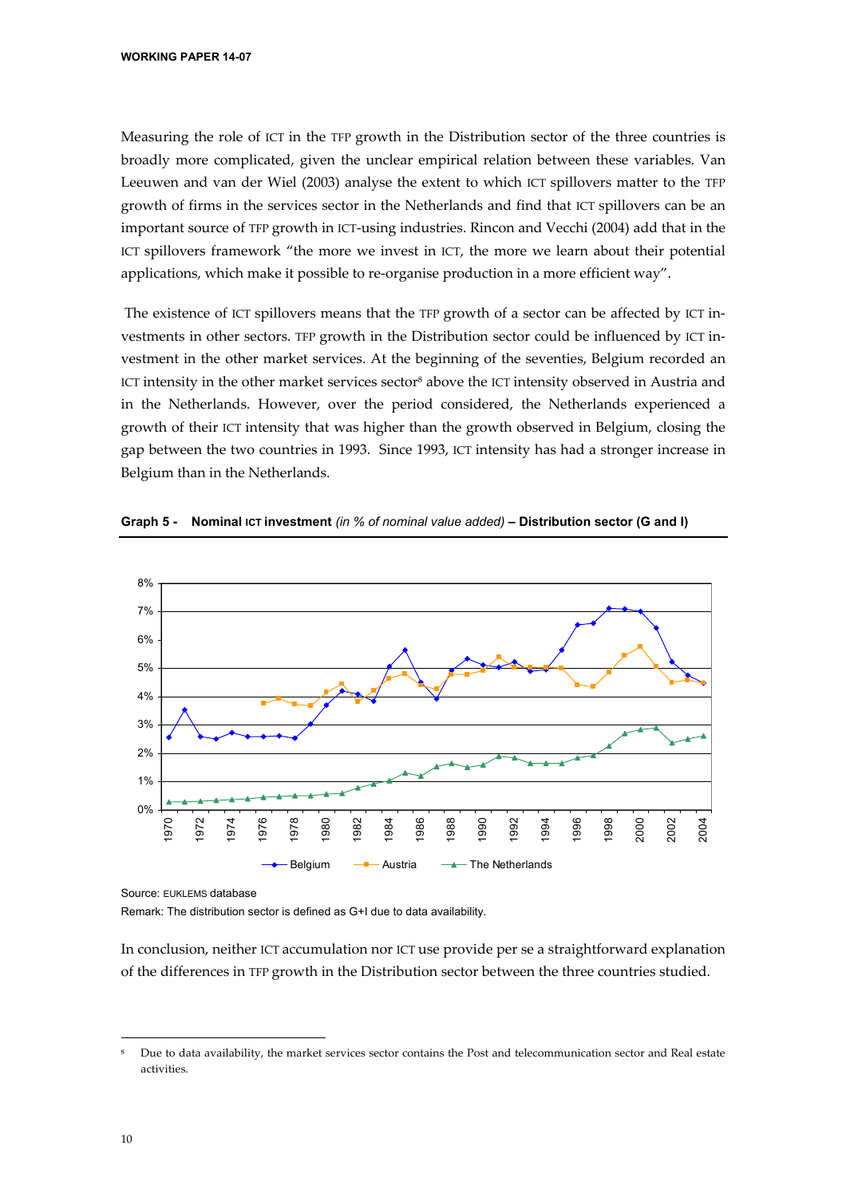Measuring the role of ICT in the TFP growth in the Distribution sector of the three countries is broadly more complicated, given the unclear empirical relation between these variables. Van Leeuwen and van der Wiel (2003) analyse the extent to which ICT spillovers matter to the TFP growth of firms in the services sector in the Netherlands and find that ICT spillovers can be an important source of TFP growth in ICT-using industries. Rincon and Vecchi (2004) add that in the ICT spillovers framework "the more we invest in ICT, the more we learn about their potential applications, which make it possible to re-organise production in a more efficient way".

The existence of ICT spillovers means that the TFP growth of a sector can be affected by ICT investments in other sectors. TFP growth in the Distribution sector could be influenced by ICT investment in the other market services. At the beginning of the seventies, Belgium recorded an ICT intensity in the other market services sector[8] above the ICT intensity observed in Austria and in the Netherlands. However, over the period considered, the Netherlands experienced a growth of their ICT intensity that was higher than the growth observed in Belgium, closing the gap between the two countries in 1993. Since 1993, ICT intensity has had a stronger increase in Belgium than in the Netherlands.

**Graph 5 - Nominal ICT investment** *(in % of nominal value added)* **– Distribution sector (G and I)**

Source: EUKLEMS database

Remark: The distribution sector is defined as G+I due to data availability.

In conclusion, neither ICT accumulation nor ICT use provide per se a straightforward explanation of the differences in TFP growth in the Distribution sector between the three countries studied.

[8] Due to data availability, the market services sector contains the Post and telecommunication sector and Real estate activities.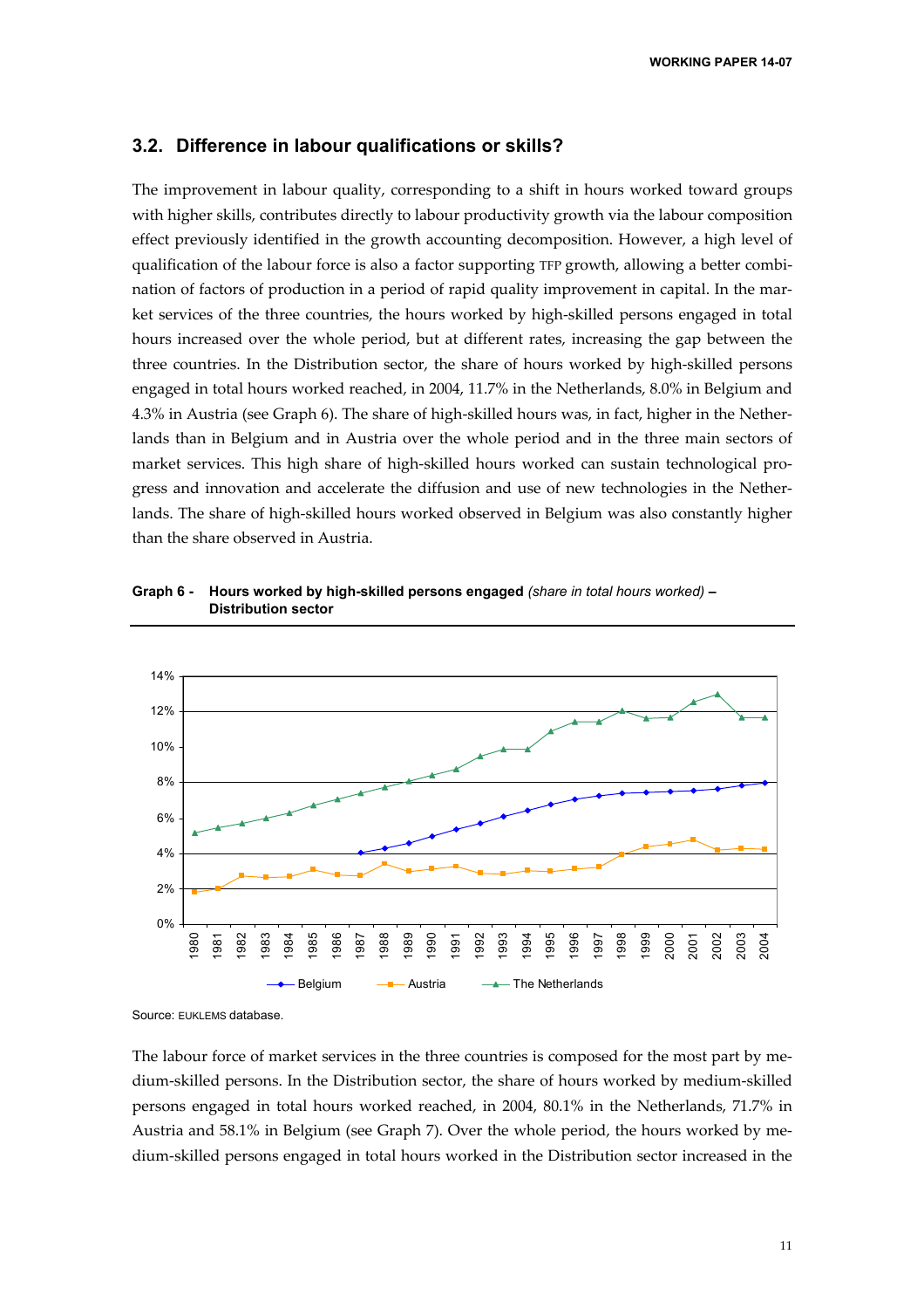## 3.2. Difference in labour qualifications or skills?

The improvement in labour quality, corresponding to a shift in hours worked toward groups with higher skills, contributes directly to labour productivity growth via the labour composition effect previously identified in the growth accounting decomposition. However, a high level of qualification of the labour force is also a factor supporting TFP growth, allowing a better combination of factors of production in a period of rapid quality improvement in capital. In the market services of the three countries, the hours worked by high-skilled persons engaged in total hours increased over the whole period, but at different rates, increasing the gap between the three countries. In the Distribution sector, the share of hours worked by high-skilled persons engaged in total hours worked reached, in 2004, 11.7% in the Netherlands, 8.0% in Belgium and 4.3% in Austria (see Graph 6). The share of high-skilled hours was, in fact, higher in the Netherlands than in Belgium and in Austria over the whole period and in the three main sectors of market services. This high share of high-skilled hours worked can sustain technological progress and innovation and accelerate the diffusion and use of new technologies in the Netherlands. The share of high-skilled hours worked observed in Belgium was also constantly higher than the share observed in Austria.

**Graph 6 - Hours worked by high-skilled persons engaged** *(share in total hours worked)* **– Distribution sector**

Source: EUKLEMS database.

The labour force of market services in the three countries is composed for the most part by medium-skilled persons. In the Distribution sector, the share of hours worked by medium-skilled persons engaged in total hours worked reached, in 2004, 80.1% in the Netherlands, 71.7% in Austria and 58.1% in Belgium (see Graph 7). Over the whole period, the hours worked by medium-skilled persons engaged in total hours worked in the Distribution sector increased in the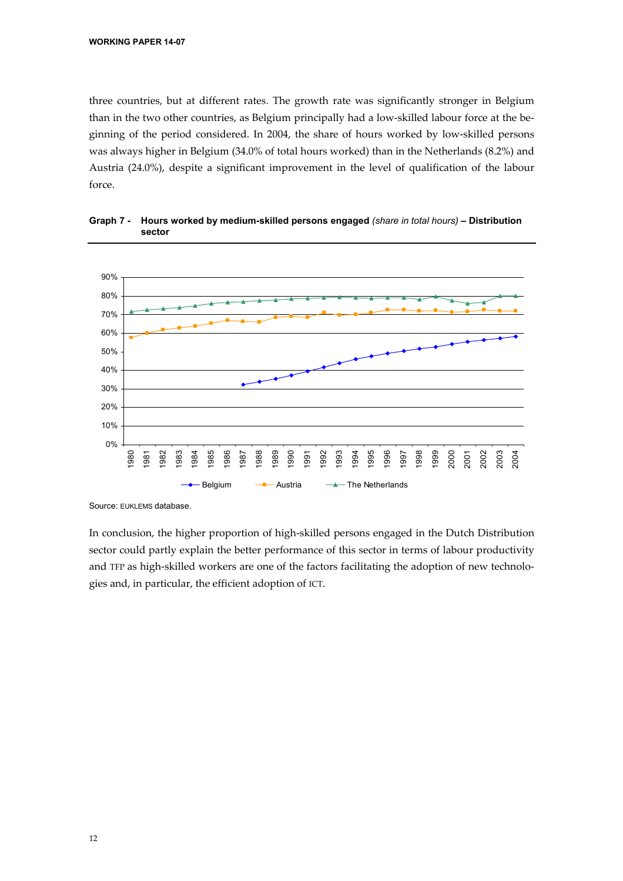three countries, but at different rates. The growth rate was significantly stronger in Belgium than in the two other countries, as Belgium principally had a low-skilled labour force at the beginning of the period considered. In 2004, the share of hours worked by low-skilled persons was always higher in Belgium (34.0% of total hours worked) than in the Netherlands (8.2%) and Austria (24.0%), despite a significant improvement in the level of qualification of the labour force.

**Graph 7 - Hours worked by medium-skilled persons engaged** *(share in total hours)* **– Distribution sector**

Source: EUKLEMS database.

In conclusion, the higher proportion of high-skilled persons engaged in the Dutch Distribution sector could partly explain the better performance of this sector in terms of labour productivity and TFP as high-skilled workers are one of the factors facilitating the adoption of new technologies and, in particular, the efficient adoption of ICT.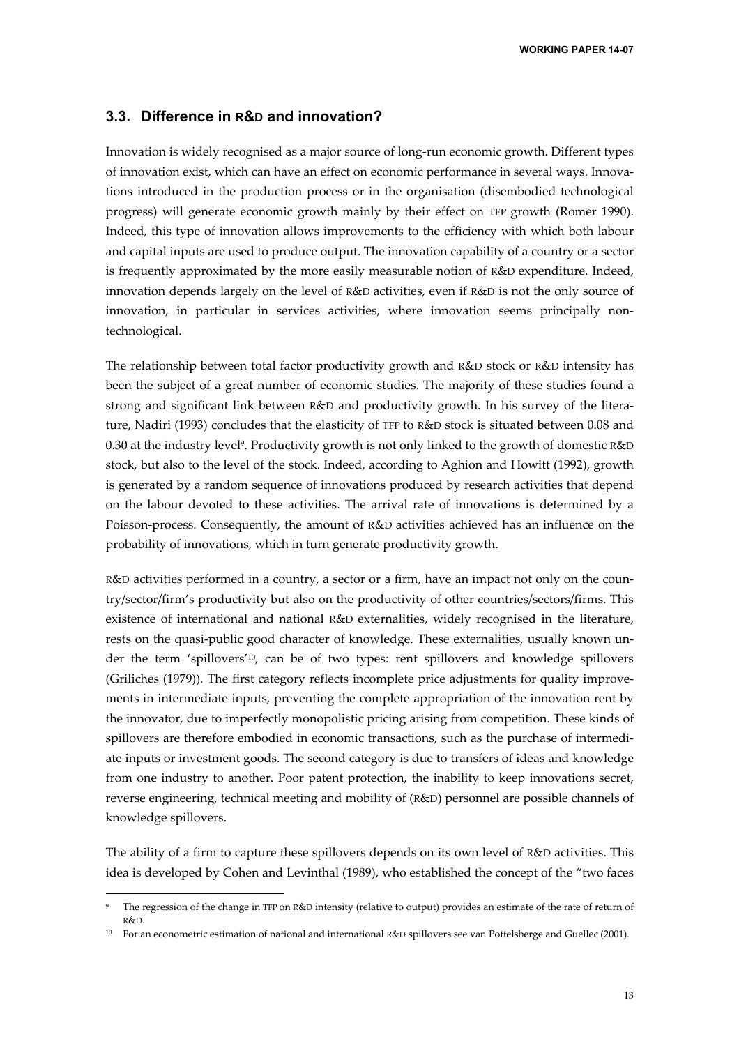## 3.3. Difference in R&D and innovation?

Innovation is widely recognised as a major source of long-run economic growth. Different types of innovation exist, which can have an effect on economic performance in several ways. Innovations introduced in the production process or in the organisation (disembodied technological progress) will generate economic growth mainly by their effect on TFP growth (Romer 1990). Indeed, this type of innovation allows improvements to the efficiency with which both labour and capital inputs are used to produce output. The innovation capability of a country or a sector is frequently approximated by the more easily measurable notion of R&D expenditure. Indeed, innovation depends largely on the level of R&D activities, even if R&D is not the only source of innovation, in particular in services activities, where innovation seems principally non-technological.

The relationship between total factor productivity growth and R&D stock or R&D intensity has been the subject of a great number of economic studies. The majority of these studies found a strong and significant link between R&D and productivity growth. In his survey of the literature, Nadiri (1993) concludes that the elasticity of TFP to R&D stock is situated between 0.08 and 0.30 at the industry level[9]. Productivity growth is not only linked to the growth of domestic R&D stock, but also to the level of the stock. Indeed, according to Aghion and Howitt (1992), growth is generated by a random sequence of innovations produced by research activities that depend on the labour devoted to these activities. The arrival rate of innovations is determined by a Poisson-process. Consequently, the amount of R&D activities achieved has an influence on the probability of innovations, which in turn generate productivity growth.

R&D activities performed in a country, a sector or a firm, have an impact not only on the country/sector/firm's productivity but also on the productivity of other countries/sectors/firms. This existence of international and national R&D externalities, widely recognised in the literature, rests on the quasi-public good character of knowledge. These externalities, usually known under the term 'spillovers'[10], can be of two types: rent spillovers and knowledge spillovers (Griliches (1979)). The first category reflects incomplete price adjustments for quality improvements in intermediate inputs, preventing the complete appropriation of the innovation rent by the innovator, due to imperfectly monopolistic pricing arising from competition. These kinds of spillovers are therefore embodied in economic transactions, such as the purchase of intermediate inputs or investment goods. The second category is due to transfers of ideas and knowledge from one industry to another. Poor patent protection, the inability to keep innovations secret, reverse engineering, technical meeting and mobility of (R&D) personnel are possible channels of knowledge spillovers.

The ability of a firm to capture these spillovers depends on its own level of R&D activities. This idea is developed by Cohen and Levinthal (1989), who established the concept of the "two faces

---

[9] The regression of the change in TFP on R&D intensity (relative to output) provides an estimate of the rate of return of R&D.

[10] For an econometric estimation of national and international R&D spillovers see van Pottelsberge and Guellec (2001).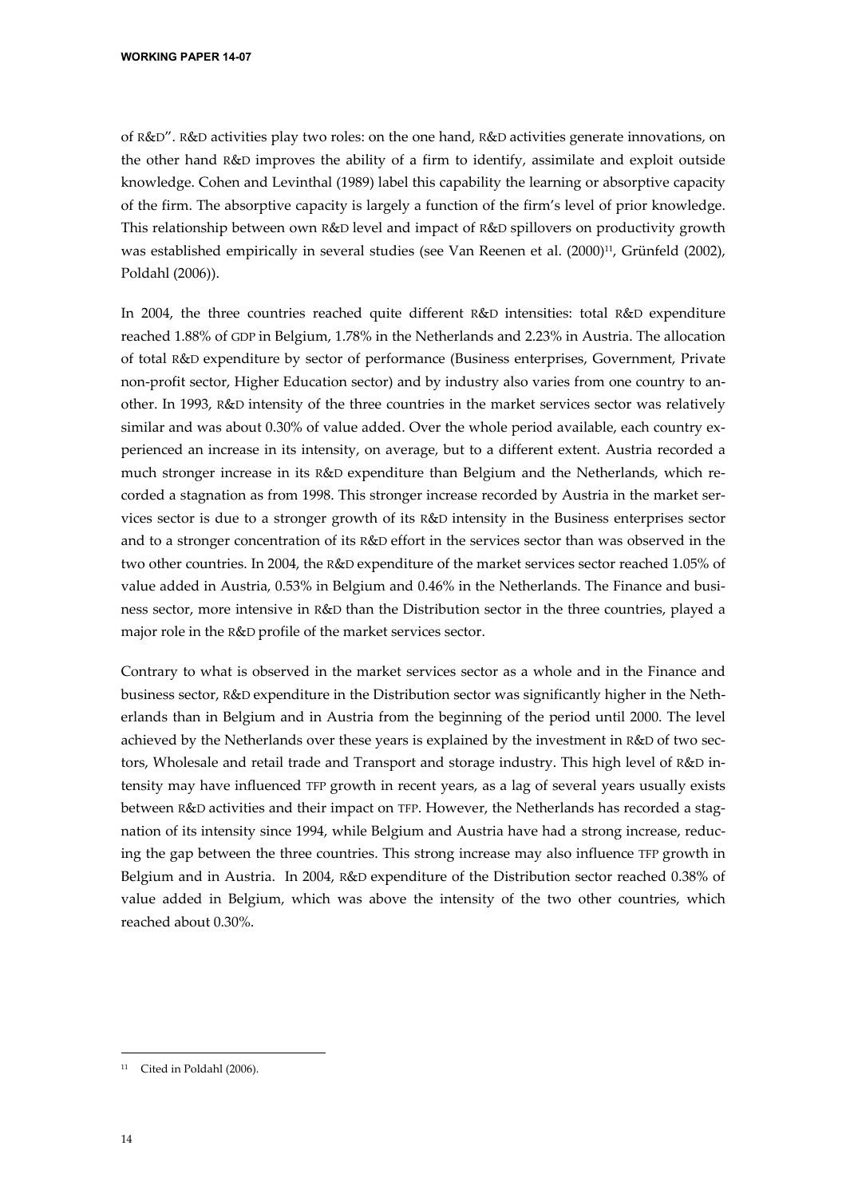of R&D". R&D activities play two roles: on the one hand, R&D activities generate innovations, on the other hand R&D improves the ability of a firm to identify, assimilate and exploit outside knowledge. Cohen and Levinthal (1989) label this capability the learning or absorptive capacity of the firm. The absorptive capacity is largely a function of the firm's level of prior knowledge. This relationship between own R&D level and impact of R&D spillovers on productivity growth was established empirically in several studies (see Van Reenen et al. (2000)[11], Grünfeld (2002), Poldahl (2006)).

In 2004, the three countries reached quite different R&D intensities: total R&D expenditure reached 1.88% of GDP in Belgium, 1.78% in the Netherlands and 2.23% in Austria. The allocation of total R&D expenditure by sector of performance (Business enterprises, Government, Private non-profit sector, Higher Education sector) and by industry also varies from one country to another. In 1993, R&D intensity of the three countries in the market services sector was relatively similar and was about 0.30% of value added. Over the whole period available, each country experienced an increase in its intensity, on average, but to a different extent. Austria recorded a much stronger increase in its R&D expenditure than Belgium and the Netherlands, which recorded a stagnation as from 1998. This stronger increase recorded by Austria in the market services sector is due to a stronger growth of its R&D intensity in the Business enterprises sector and to a stronger concentration of its R&D effort in the services sector than was observed in the two other countries. In 2004, the R&D expenditure of the market services sector reached 1.05% of value added in Austria, 0.53% in Belgium and 0.46% in the Netherlands. The Finance and business sector, more intensive in R&D than the Distribution sector in the three countries, played a major role in the R&D profile of the market services sector.

Contrary to what is observed in the market services sector as a whole and in the Finance and business sector, R&D expenditure in the Distribution sector was significantly higher in the Netherlands than in Belgium and in Austria from the beginning of the period until 2000. The level achieved by the Netherlands over these years is explained by the investment in R&D of two sectors, Wholesale and retail trade and Transport and storage industry. This high level of R&D intensity may have influenced TFP growth in recent years, as a lag of several years usually exists between R&D activities and their impact on TFP. However, the Netherlands has recorded a stagnation of its intensity since 1994, while Belgium and Austria have had a strong increase, reducing the gap between the three countries. This strong increase may also influence TFP growth in Belgium and in Austria. In 2004, R&D expenditure of the Distribution sector reached 0.38% of value added in Belgium, which was above the intensity of the two other countries, which reached about 0.30%.

[11] Cited in Poldahl (2006).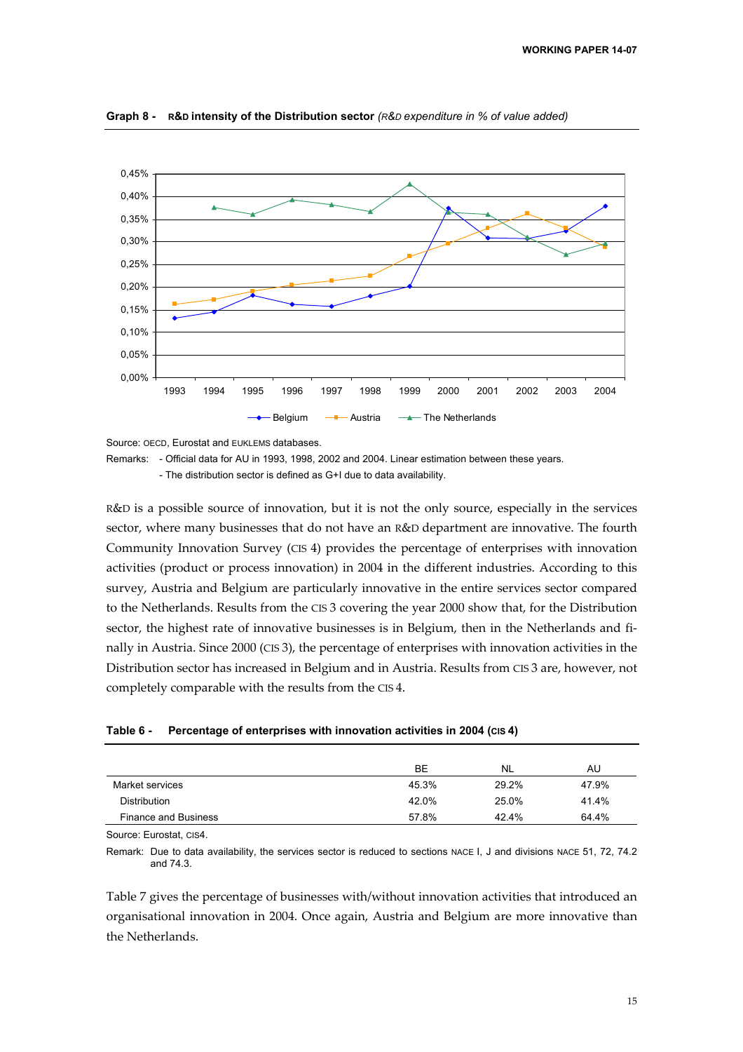**Graph 8 - R&D intensity of the Distribution sector** *(R&D expenditure in % of value added)*

Source: OECD, Eurostat and EUKLEMS databases.

Remarks: - Official data for AU in 1993, 1998, 2002 and 2004. Linear estimation between these years.
- The distribution sector is defined as G+I due to data availability.

R&D is a possible source of innovation, but it is not the only source, especially in the services sector, where many businesses that do not have an R&D department are innovative. The fourth Community Innovation Survey (CIS 4) provides the percentage of enterprises with innovation activities (product or process innovation) in 2004 in the different industries. According to this survey, Austria and Belgium are particularly innovative in the entire services sector compared to the Netherlands. Results from the CIS 3 covering the year 2000 show that, for the Distribution sector, the highest rate of innovative businesses is in Belgium, then in the Netherlands and finally in Austria. Since 2000 (CIS 3), the percentage of enterprises with innovation activities in the Distribution sector has increased in Belgium and in Austria. Results from CIS 3 are, however, not completely comparable with the results from the CIS 4.

**Table 6 - Percentage of enterprises with innovation activities in 2004 (CIS 4)**

| | BE | NL | AU |
|---|---|---|---|
| Market services | 45.3% | 29.2% | 47.9% |
| Distribution | 42.0% | 25.0% | 41.4% |
| Finance and Business | 57.8% | 42.4% | 64.4% |

Source: Eurostat, CIS4.

Remark: Due to data availability, the services sector is reduced to sections NACE I, J and divisions NACE 51, 72, 74.2 and 74.3.

Table 7 gives the percentage of businesses with/without innovation activities that introduced an organisational innovation in 2004. Once again, Austria and Belgium are more innovative than the Netherlands.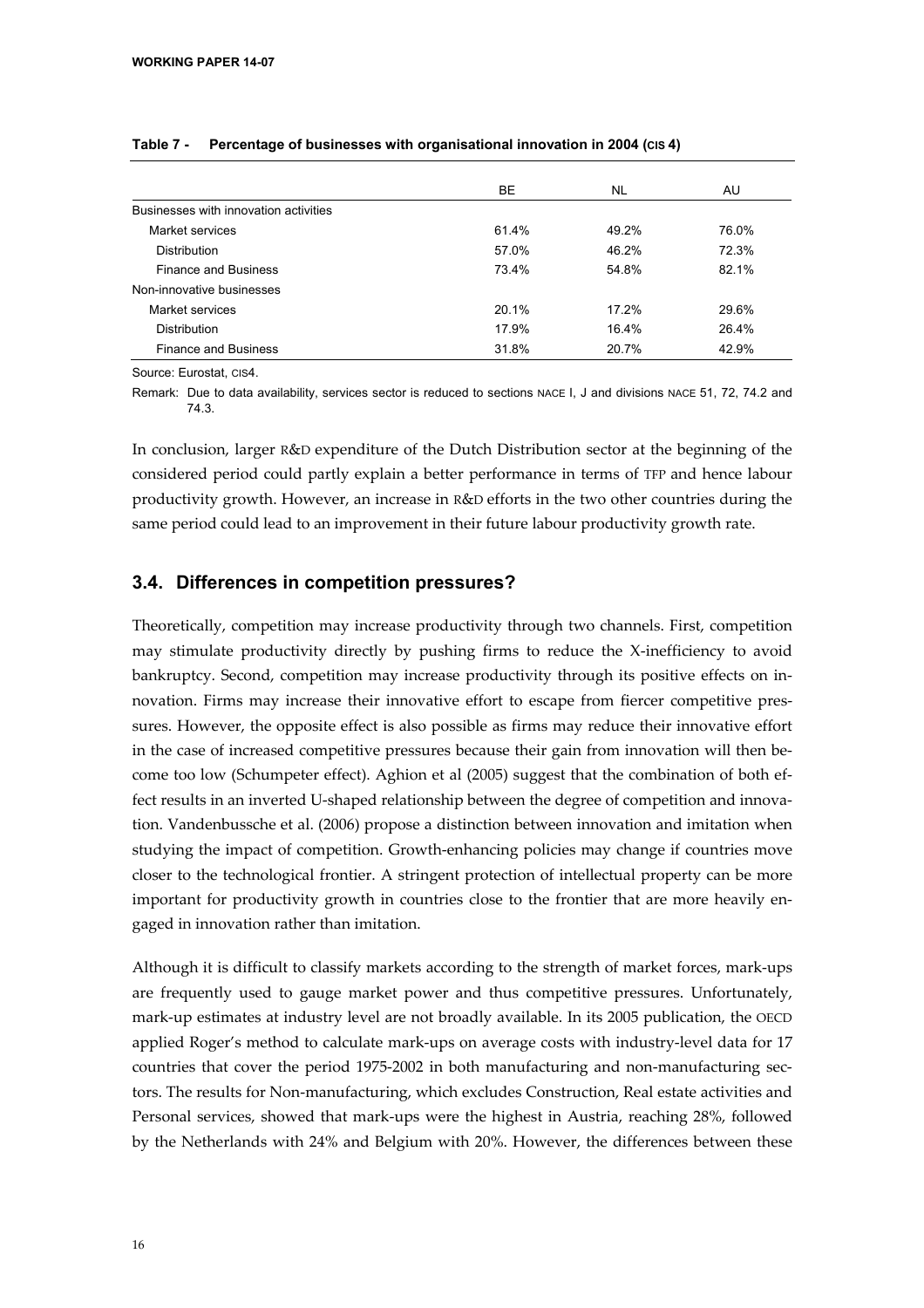**Table 7 - Percentage of businesses with organisational innovation in 2004 (CIS 4)**

| | BE | NL | AU |
|---|---|---|---|
| Businesses with innovation activities | | | |
| Market services | 61.4% | 49.2% | 76.0% |
| Distribution | 57.0% | 46.2% | 72.3% |
| Finance and Business | 73.4% | 54.8% | 82.1% |
| Non-innovative businesses | | | |
| Market services | 20.1% | 17.2% | 29.6% |
| Distribution | 17.9% | 16.4% | 26.4% |
| Finance and Business | 31.8% | 20.7% | 42.9% |

Source: Eurostat, CIS4.

Remark: Due to data availability, services sector is reduced to sections NACE I, J and divisions NACE 51, 72, 74.2 and 74.3.

In conclusion, larger R&D expenditure of the Dutch Distribution sector at the beginning of the considered period could partly explain a better performance in terms of TFP and hence labour productivity growth. However, an increase in R&D efforts in the two other countries during the same period could lead to an improvement in their future labour productivity growth rate.

## 3.4. Differences in competition pressures?

Theoretically, competition may increase productivity through two channels. First, competition may stimulate productivity directly by pushing firms to reduce the X-inefficiency to avoid bankruptcy. Second, competition may increase productivity through its positive effects on innovation. Firms may increase their innovative effort to escape from fiercer competitive pressures. However, the opposite effect is also possible as firms may reduce their innovative effort in the case of increased competitive pressures because their gain from innovation will then become too low (Schumpeter effect). Aghion et al (2005) suggest that the combination of both effect results in an inverted U-shaped relationship between the degree of competition and innovation. Vandenbussche et al. (2006) propose a distinction between innovation and imitation when studying the impact of competition. Growth-enhancing policies may change if countries move closer to the technological frontier. A stringent protection of intellectual property can be more important for productivity growth in countries close to the frontier that are more heavily engaged in innovation rather than imitation.

Although it is difficult to classify markets according to the strength of market forces, mark-ups are frequently used to gauge market power and thus competitive pressures. Unfortunately, mark-up estimates at industry level are not broadly available. In its 2005 publication, the OECD applied Roger's method to calculate mark-ups on average costs with industry-level data for 17 countries that cover the period 1975-2002 in both manufacturing and non-manufacturing sectors. The results for Non-manufacturing, which excludes Construction, Real estate activities and Personal services, showed that mark-ups were the highest in Austria, reaching 28%, followed by the Netherlands with 24% and Belgium with 20%. However, the differences between these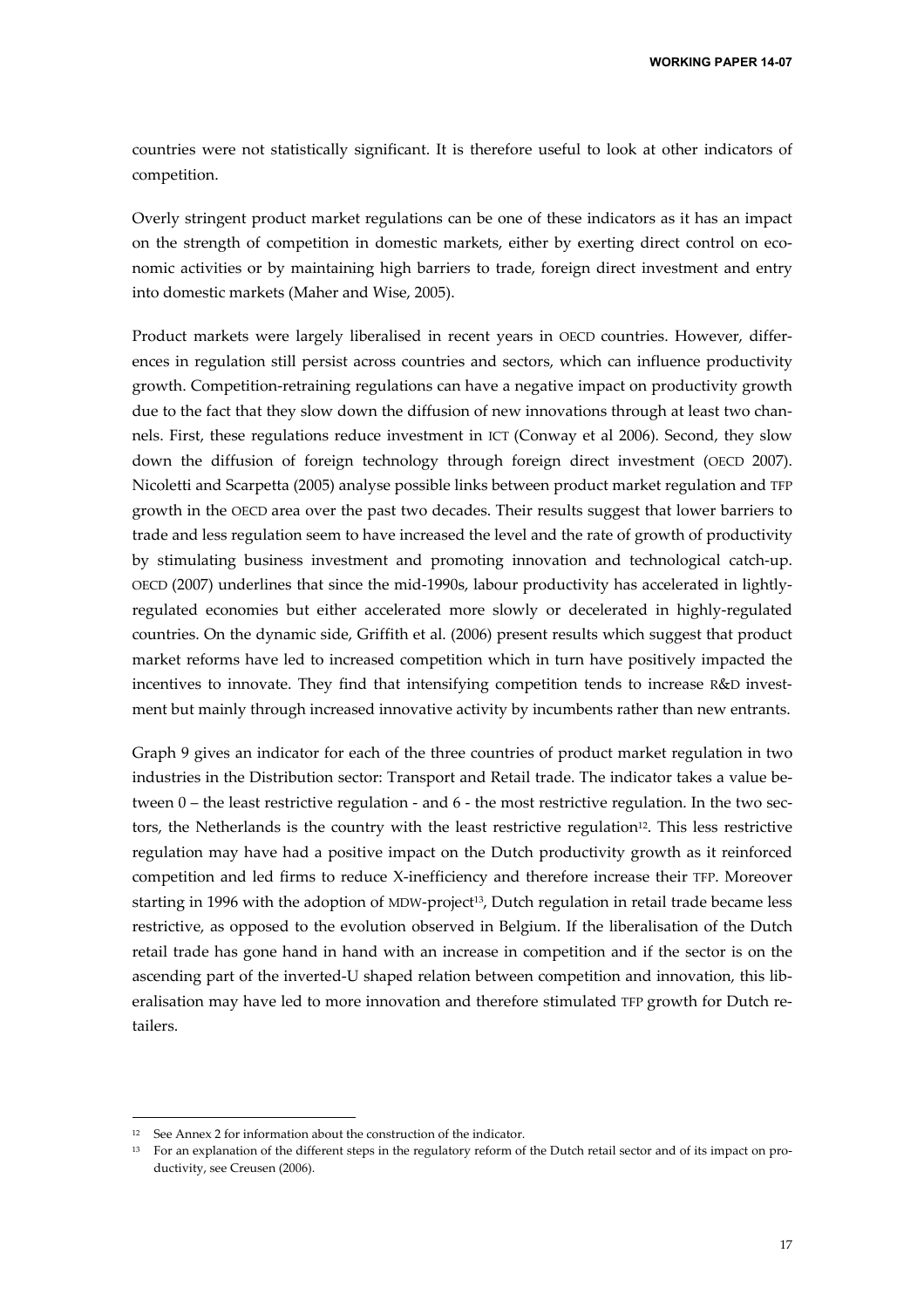countries were not statistically significant. It is therefore useful to look at other indicators of competition.

Overly stringent product market regulations can be one of these indicators as it has an impact on the strength of competition in domestic markets, either by exerting direct control on economic activities or by maintaining high barriers to trade, foreign direct investment and entry into domestic markets (Maher and Wise, 2005).

Product markets were largely liberalised in recent years in OECD countries. However, differences in regulation still persist across countries and sectors, which can influence productivity growth. Competition-retraining regulations can have a negative impact on productivity growth due to the fact that they slow down the diffusion of new innovations through at least two channels. First, these regulations reduce investment in ICT (Conway et al 2006). Second, they slow down the diffusion of foreign technology through foreign direct investment (OECD 2007). Nicoletti and Scarpetta (2005) analyse possible links between product market regulation and TFP growth in the OECD area over the past two decades. Their results suggest that lower barriers to trade and less regulation seem to have increased the level and the rate of growth of productivity by stimulating business investment and promoting innovation and technological catch-up. OECD (2007) underlines that since the mid-1990s, labour productivity has accelerated in lightly-regulated economies but either accelerated more slowly or decelerated in highly-regulated countries. On the dynamic side, Griffith et al. (2006) present results which suggest that product market reforms have led to increased competition which in turn have positively impacted the incentives to innovate. They find that intensifying competition tends to increase R&D investment but mainly through increased innovative activity by incumbents rather than new entrants.

Graph 9 gives an indicator for each of the three countries of product market regulation in two industries in the Distribution sector: Transport and Retail trade. The indicator takes a value between 0 – the least restrictive regulation - and 6 - the most restrictive regulation. In the two sectors, the Netherlands is the country with the least restrictive regulation[12]. This less restrictive regulation may have had a positive impact on the Dutch productivity growth as it reinforced competition and led firms to reduce X-inefficiency and therefore increase their TFP. Moreover starting in 1996 with the adoption of MDW-project[13], Dutch regulation in retail trade became less restrictive, as opposed to the evolution observed in Belgium. If the liberalisation of the Dutch retail trade has gone hand in hand with an increase in competition and if the sector is on the ascending part of the inverted-U shaped relation between competition and innovation, this liberalisation may have led to more innovation and therefore stimulated TFP growth for Dutch retailers.

---

[12] See Annex 2 for information about the construction of the indicator.

[13] For an explanation of the different steps in the regulatory reform of the Dutch retail sector and of its impact on productivity, see Creusen (2006).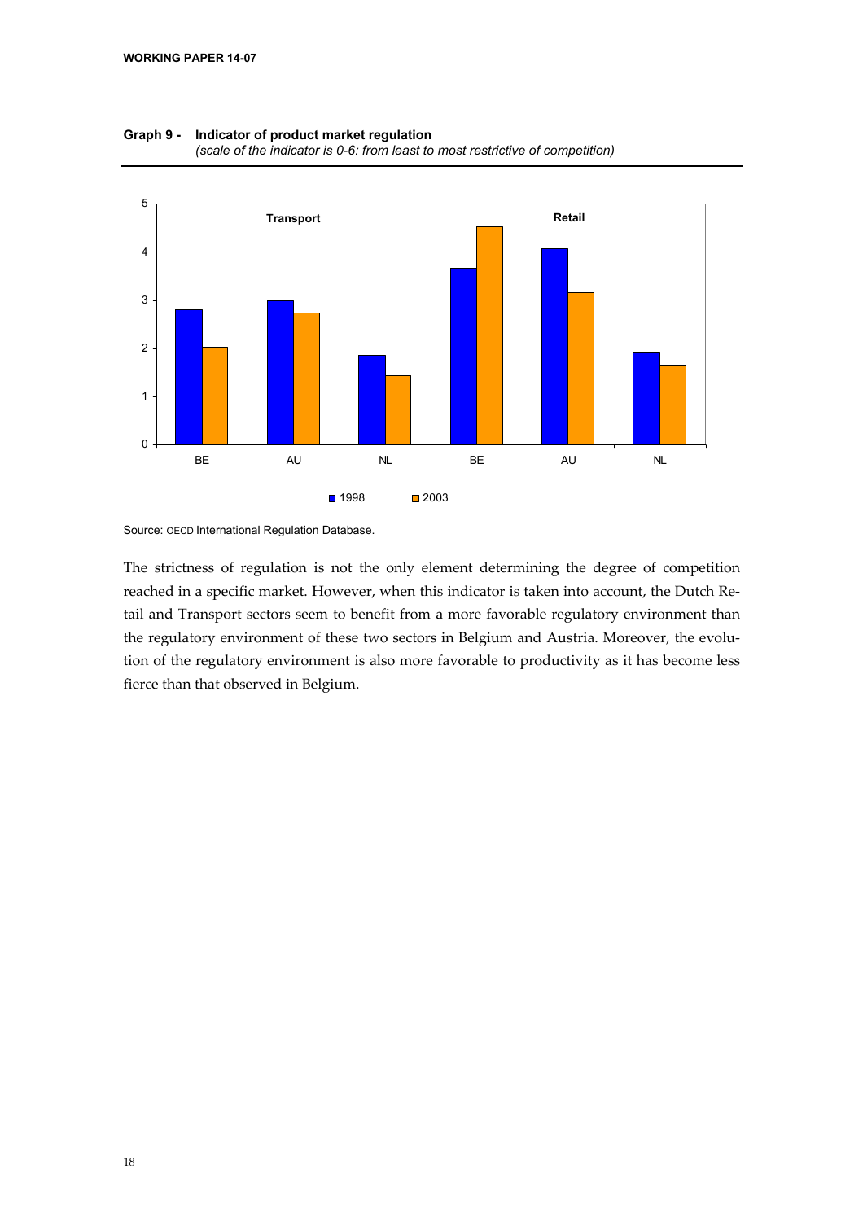**Graph 9 - Indicator of product market regulation**
*(scale of the indicator is 0-6: from least to most restrictive of competition)*

Source: OECD International Regulation Database.

The strictness of regulation is not the only element determining the degree of competition reached in a specific market. However, when this indicator is taken into account, the Dutch Retail and Transport sectors seem to benefit from a more favorable regulatory environment than the regulatory environment of these two sectors in Belgium and Austria. Moreover, the evolution of the regulatory environment is also more favorable to productivity as it has become less fierce than that observed in Belgium.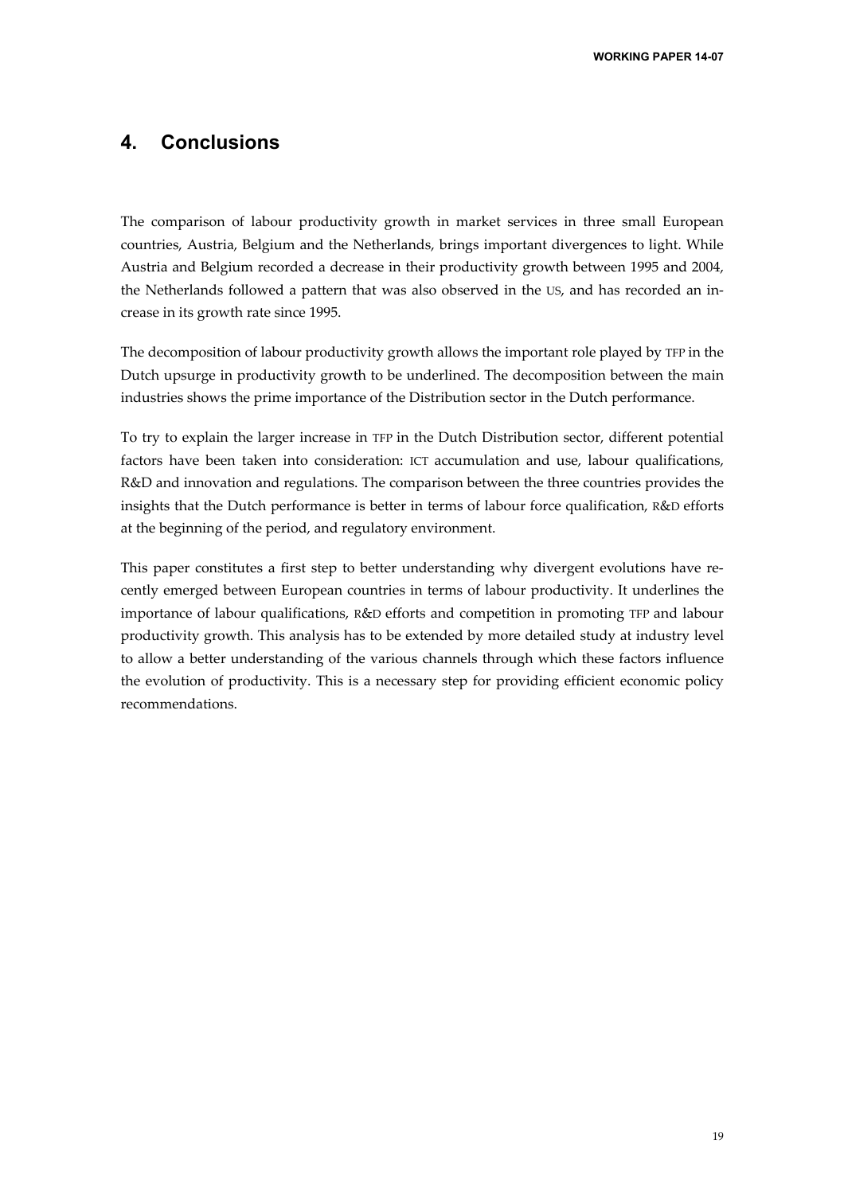## 4. Conclusions

The comparison of labour productivity growth in market services in three small European countries, Austria, Belgium and the Netherlands, brings important divergences to light. While Austria and Belgium recorded a decrease in their productivity growth between 1995 and 2004, the Netherlands followed a pattern that was also observed in the US, and has recorded an increase in its growth rate since 1995.

The decomposition of labour productivity growth allows the important role played by TFP in the Dutch upsurge in productivity growth to be underlined. The decomposition between the main industries shows the prime importance of the Distribution sector in the Dutch performance.

To try to explain the larger increase in TFP in the Dutch Distribution sector, different potential factors have been taken into consideration: ICT accumulation and use, labour qualifications, R&D and innovation and regulations. The comparison between the three countries provides the insights that the Dutch performance is better in terms of labour force qualification, R&D efforts at the beginning of the period, and regulatory environment.

This paper constitutes a first step to better understanding why divergent evolutions have recently emerged between European countries in terms of labour productivity. It underlines the importance of labour qualifications, R&D efforts and competition in promoting TFP and labour productivity growth. This analysis has to be extended by more detailed study at industry level to allow a better understanding of the various channels through which these factors influence the evolution of productivity. This is a necessary step for providing efficient economic policy recommendations.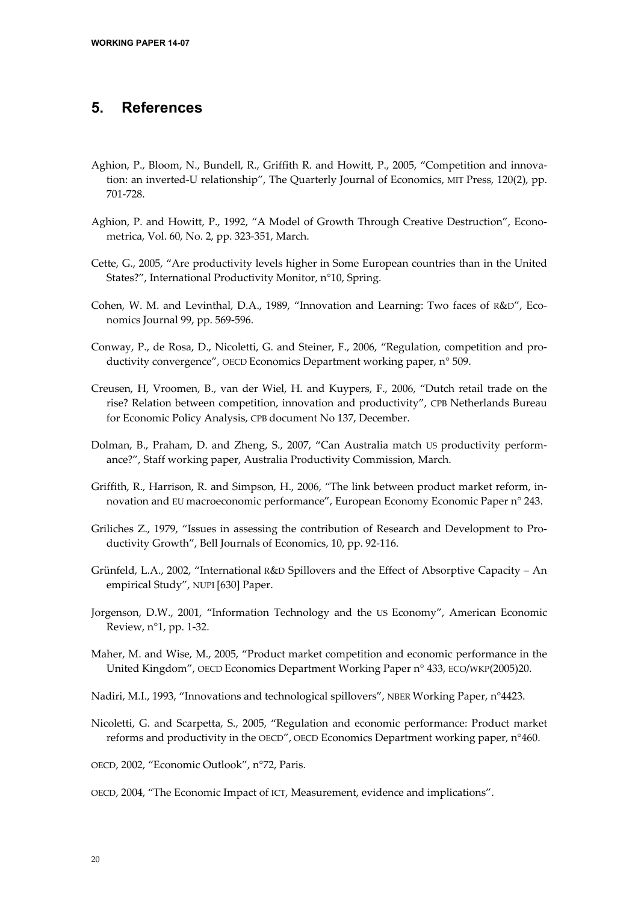## 5. References

Aghion, P., Bloom, N., Bundell, R., Griffith R. and Howitt, P., 2005, "Competition and innovation: an inverted-U relationship", The Quarterly Journal of Economics, MIT Press, 120(2), pp. 701-728.

Aghion, P. and Howitt, P., 1992, "A Model of Growth Through Creative Destruction", Econometrica, Vol. 60, No. 2, pp. 323-351, March.

Cette, G., 2005, "Are productivity levels higher in Some European countries than in the United States?", International Productivity Monitor, n°10, Spring.

Cohen, W. M. and Levinthal, D.A., 1989, "Innovation and Learning: Two faces of R&D", Economics Journal 99, pp. 569-596.

Conway, P., de Rosa, D., Nicoletti, G. and Steiner, F., 2006, "Regulation, competition and productivity convergence", OECD Economics Department working paper, n° 509.

Creusen, H, Vroomen, B., van der Wiel, H. and Kuypers, F., 2006, "Dutch retail trade on the rise? Relation between competition, innovation and productivity", CPB Netherlands Bureau for Economic Policy Analysis, CPB document No 137, December.

Dolman, B., Praham, D. and Zheng, S., 2007, "Can Australia match US productivity performance?", Staff working paper, Australia Productivity Commission, March.

Griffith, R., Harrison, R. and Simpson, H., 2006, "The link between product market reform, innovation and EU macroeconomic performance", European Economy Economic Paper n° 243.

Griliches Z., 1979, "Issues in assessing the contribution of Research and Development to Productivity Growth", Bell Journals of Economics, 10, pp. 92-116.

Grünfeld, L.A., 2002, "International R&D Spillovers and the Effect of Absorptive Capacity – An empirical Study", NUPI [630] Paper.

Jorgenson, D.W., 2001, "Information Technology and the US Economy", American Economic Review, n°1, pp. 1-32.

Maher, M. and Wise, M., 2005, "Product market competition and economic performance in the United Kingdom", OECD Economics Department Working Paper n° 433, ECO/WKP(2005)20.

Nadiri, M.I., 1993, "Innovations and technological spillovers", NBER Working Paper, n°4423.

Nicoletti, G. and Scarpetta, S., 2005, "Regulation and economic performance: Product market reforms and productivity in the OECD", OECD Economics Department working paper, n°460.

OECD, 2002, "Economic Outlook", n°72, Paris.

OECD, 2004, "The Economic Impact of ICT, Measurement, evidence and implications".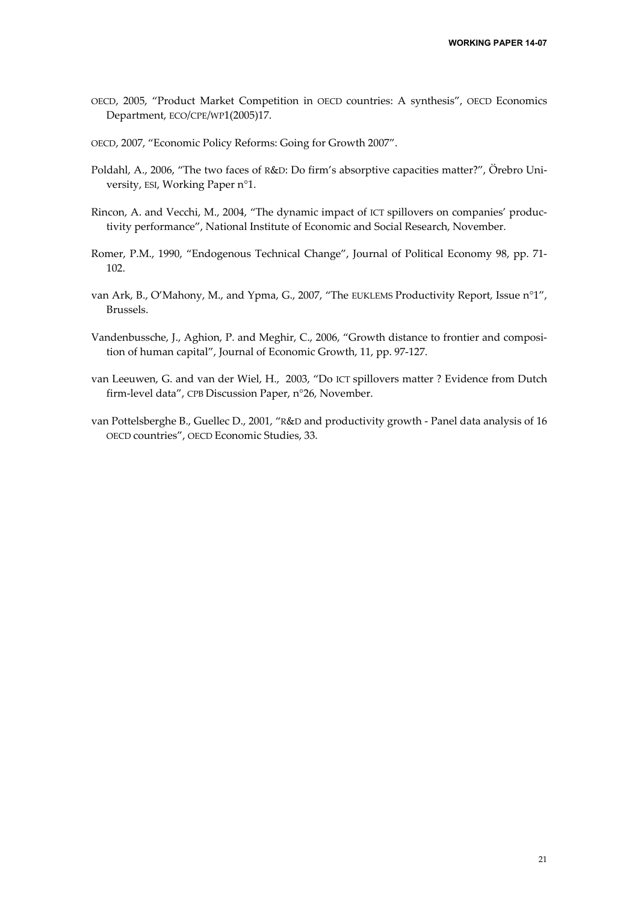OECD, 2005, "Product Market Competition in OECD countries: A synthesis", OECD Economics Department, ECO/CPE/WP1(2005)17.

OECD, 2007, "Economic Policy Reforms: Going for Growth 2007".

Poldahl, A., 2006, "The two faces of R&D: Do firm's absorptive capacities matter?", Örebro University, ESI, Working Paper n°1.

Rincon, A. and Vecchi, M., 2004, "The dynamic impact of ICT spillovers on companies' productivity performance", National Institute of Economic and Social Research, November.

Romer, P.M., 1990, "Endogenous Technical Change", Journal of Political Economy 98, pp. 71-102.

van Ark, B., O'Mahony, M., and Ypma, G., 2007, "The EUKLEMS Productivity Report, Issue n°1", Brussels.

Vandenbussche, J., Aghion, P. and Meghir, C., 2006, "Growth distance to frontier and composition of human capital", Journal of Economic Growth, 11, pp. 97-127.

van Leeuwen, G. and van der Wiel, H., 2003, "Do ICT spillovers matter ? Evidence from Dutch firm-level data", CPB Discussion Paper, n°26, November.

van Pottelsberghe B., Guellec D., 2001, "R&D and productivity growth - Panel data analysis of 16 OECD countries", OECD Economic Studies, 33.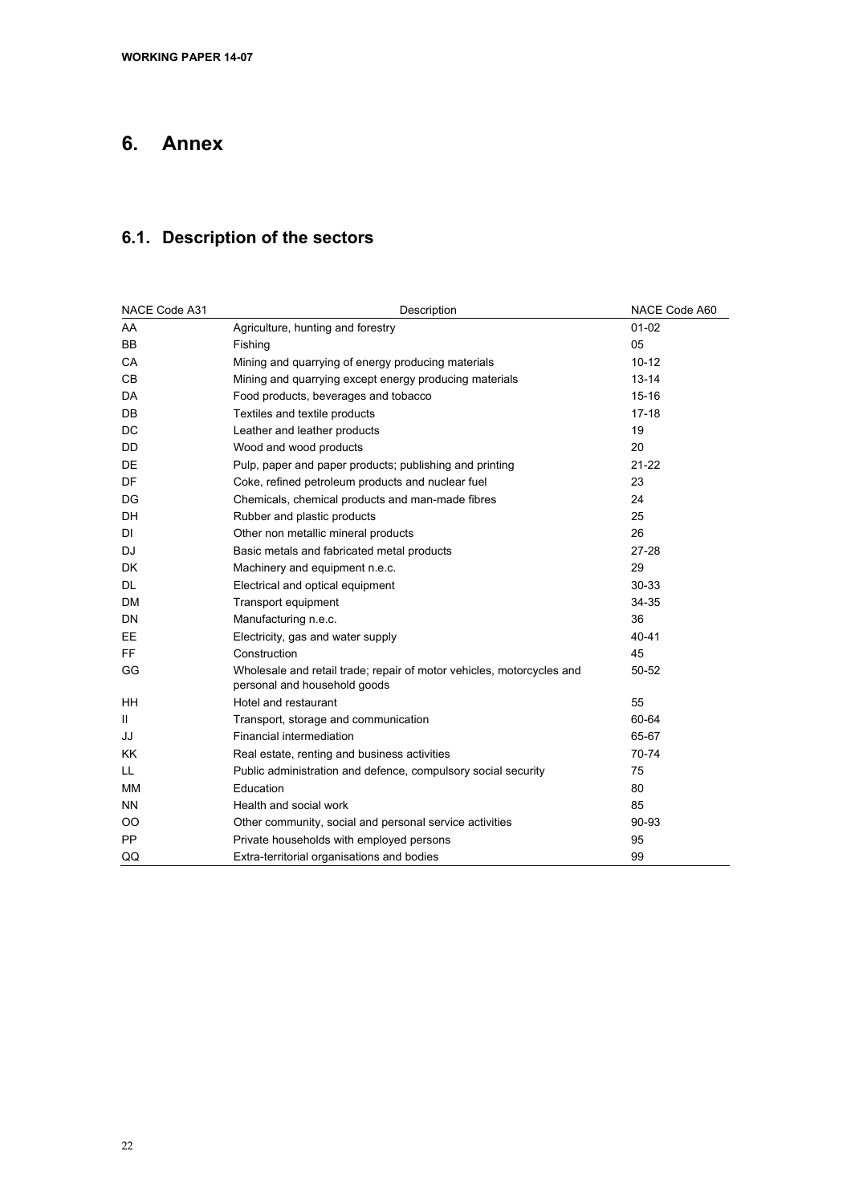# 6. Annex

## 6.1. Description of the sectors

| NACE Code A31 | Description | NACE Code A60 |
|---|---|---|
| AA | Agriculture, hunting and forestry | 01-02 |
| BB | Fishing | 05 |
| CA | Mining and quarrying of energy producing materials | 10-12 |
| CB | Mining and quarrying except energy producing materials | 13-14 |
| DA | Food products, beverages and tobacco | 15-16 |
| DB | Textiles and textile products | 17-18 |
| DC | Leather and leather products | 19 |
| DD | Wood and wood products | 20 |
| DE | Pulp, paper and paper products; publishing and printing | 21-22 |
| DF | Coke, refined petroleum products and nuclear fuel | 23 |
| DG | Chemicals, chemical products and man-made fibres | 24 |
| DH | Rubber and plastic products | 25 |
| DI | Other non metallic mineral products | 26 |
| DJ | Basic metals and fabricated metal products | 27-28 |
| DK | Machinery and equipment n.e.c. | 29 |
| DL | Electrical and optical equipment | 30-33 |
| DM | Transport equipment | 34-35 |
| DN | Manufacturing n.e.c. | 36 |
| EE | Electricity, gas and water supply | 40-41 |
| FF | Construction | 45 |
| GG | Wholesale and retail trade; repair of motor vehicles, motorcycles and personal and household goods | 50-52 |
| HH | Hotel and restaurant | 55 |
| II | Transport, storage and communication | 60-64 |
| JJ | Financial intermediation | 65-67 |
| KK | Real estate, renting and business activities | 70-74 |
| LL | Public administration and defence, compulsory social security | 75 |
| MM | Education | 80 |
| NN | Health and social work | 85 |
| OO | Other community, social and personal service activities | 90-93 |
| PP | Private households with employed persons | 95 |
| QQ | Extra-territorial organisations and bodies | 99 |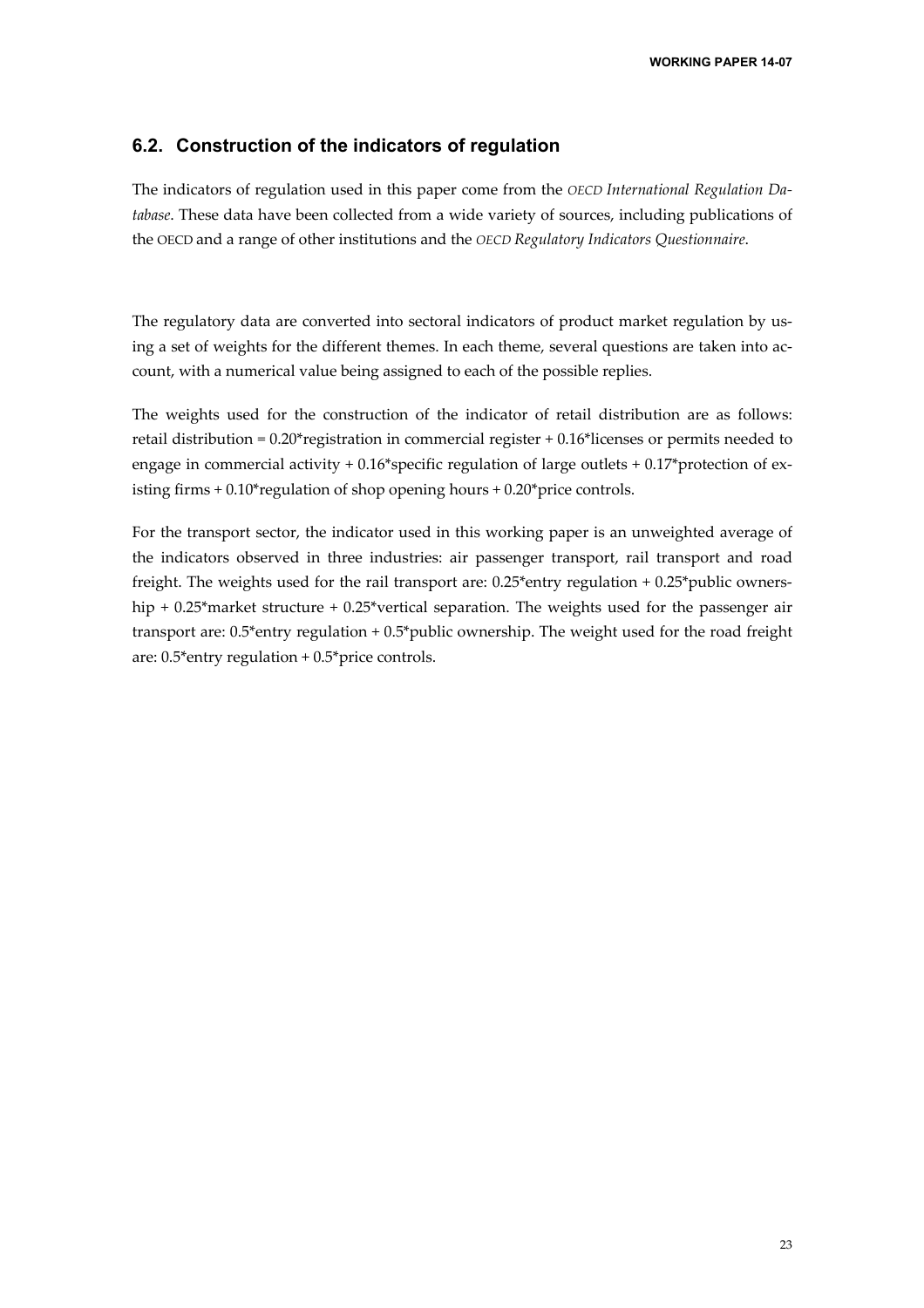## 6.2. Construction of the indicators of regulation

The indicators of regulation used in this paper come from the *OECD International Regulation Database*. These data have been collected from a wide variety of sources, including publications of the OECD and a range of other institutions and the *OECD Regulatory Indicators Questionnaire*.

The regulatory data are converted into sectoral indicators of product market regulation by using a set of weights for the different themes. In each theme, several questions are taken into account, with a numerical value being assigned to each of the possible replies.

The weights used for the construction of the indicator of retail distribution are as follows: retail distribution = 0.20*registration in commercial register + 0.16*licenses or permits needed to engage in commercial activity + 0.16*specific regulation of large outlets + 0.17*protection of existing firms + 0.10*regulation of shop opening hours + 0.20*price controls.

For the transport sector, the indicator used in this working paper is an unweighted average of the indicators observed in three industries: air passenger transport, rail transport and road freight. The weights used for the rail transport are: 0.25*entry regulation + 0.25*public ownership + 0.25*market structure + 0.25*vertical separation. The weights used for the passenger air transport are: 0.5*entry regulation + 0.5*public ownership. The weight used for the road freight are: 0.5*entry regulation + 0.5*price controls.